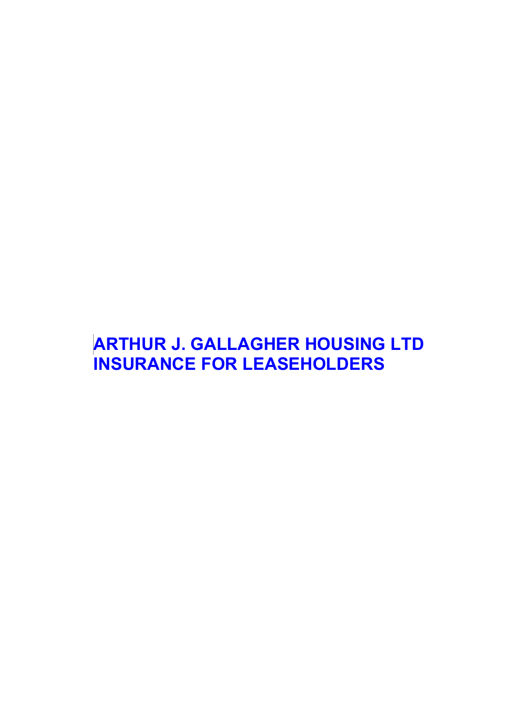# ARTHUR J. GALLAGHER HOUSING LTD
# INSURANCE FOR LEASEHOLDERS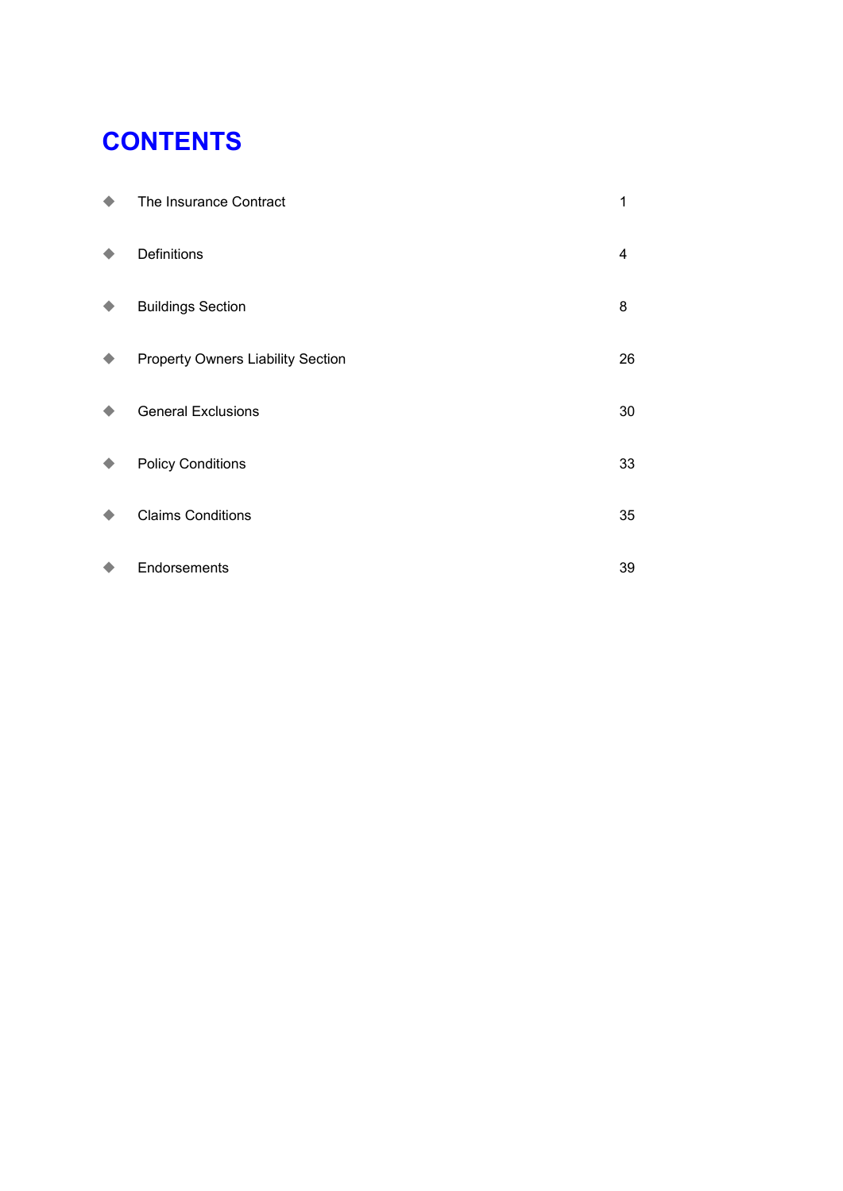# CONTENTS

| | |
|---|---|
| ◆ The Insurance Contract | 1 |
| ◆ Definitions | 4 |
| ◆ Buildings Section | 8 |
| ◆ Property Owners Liability Section | 26 |
| ◆ General Exclusions | 30 |
| ◆ Policy Conditions | 33 |
| ◆ Claims Conditions | 35 |
| ◆ Endorsements | 39 |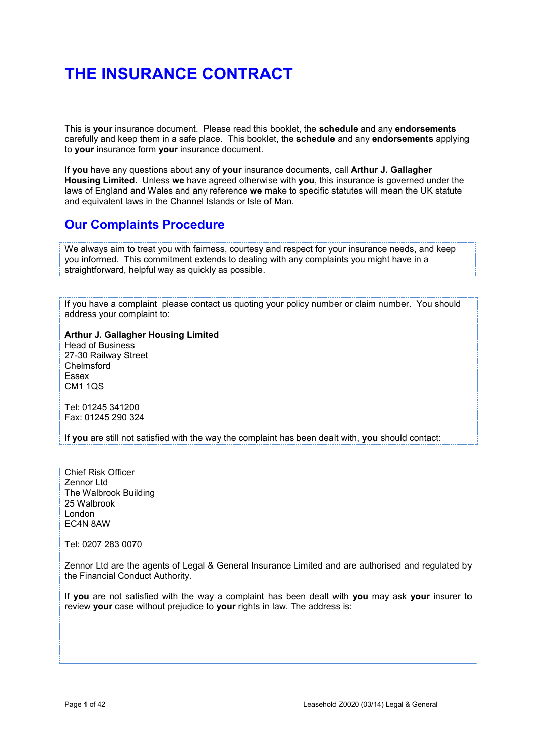# THE INSURANCE CONTRACT

This is **your** insurance document. Please read this booklet, the **schedule** and any **endorsements** carefully and keep them in a safe place. This booklet, the **schedule** and any **endorsements** applying to **your** insurance form **your** insurance document.

If **you** have any questions about any of **your** insurance documents, call **Arthur J. Gallagher Housing Limited.** Unless **we** have agreed otherwise with **you**, this insurance is governed under the laws of England and Wales and any reference **we** make to specific statutes will mean the UK statute and equivalent laws in the Channel Islands or Isle of Man.

## Our Complaints Procedure

We always aim to treat you with fairness, courtesy and respect for your insurance needs, and keep you informed. This commitment extends to dealing with any complaints you might have in a straightforward, helpful way as quickly as possible.

If you have a complaint please contact us quoting your policy number or claim number. You should address your complaint to:

**Arthur J. Gallagher Housing Limited**
Head of Business
27-30 Railway Street
Chelmsford
Essex
CM1 1QS

Tel: 01245 341200
Fax: 01245 290 324

If **you** are still not satisfied with the way the complaint has been dealt with, **you** should contact:

Chief Risk Officer
Zennor Ltd
The Walbrook Building
25 Walbrook
London
EC4N 8AW

Tel: 0207 283 0070

Zennor Ltd are the agents of Legal & General Insurance Limited and are authorised and regulated by the Financial Conduct Authority.

If **you** are not satisfied with the way a complaint has been dealt with **you** may ask **your** insurer to review **your** case without prejudice to **your** rights in law. The address is: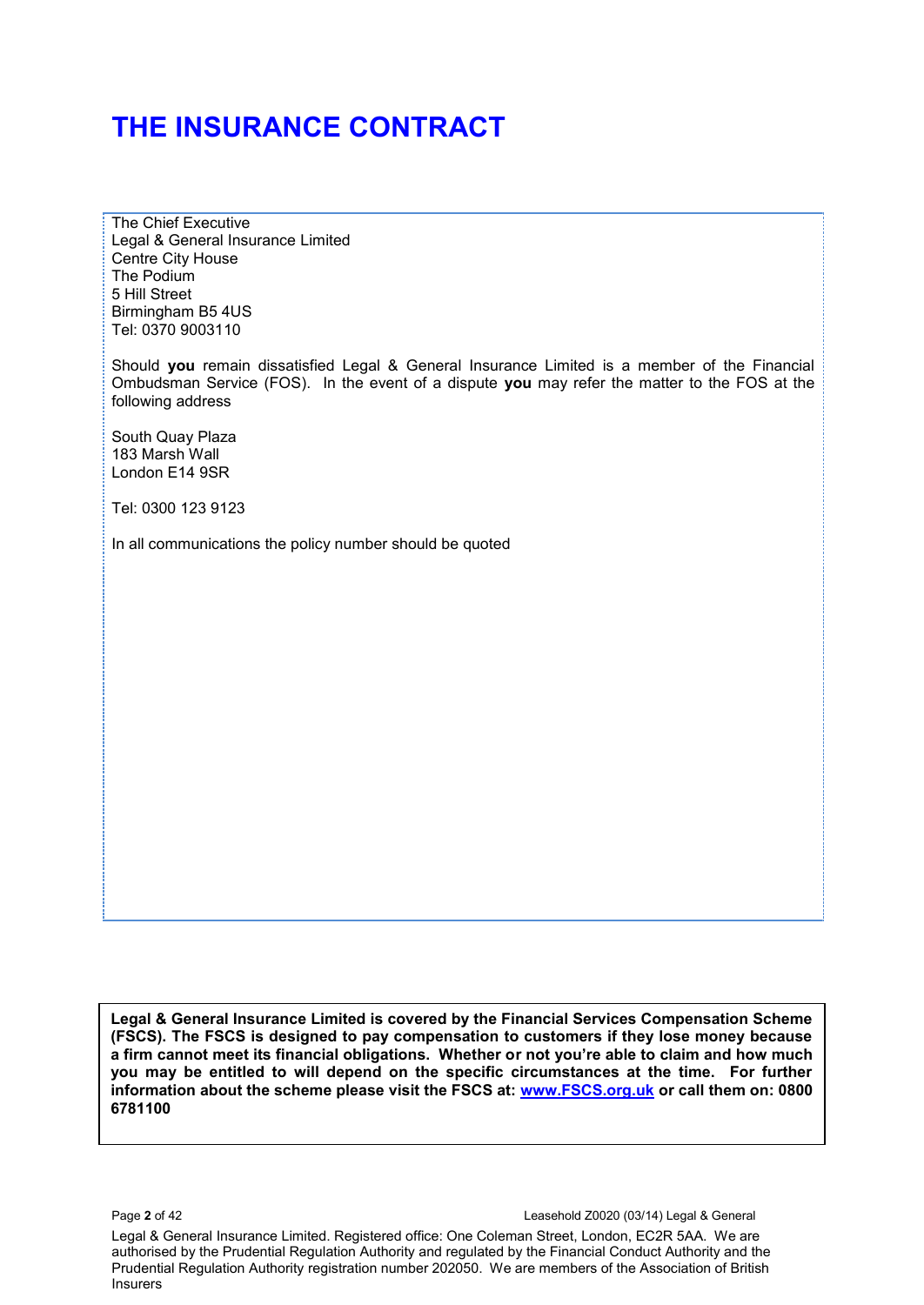# THE INSURANCE CONTRACT

The Chief Executive
Legal & General Insurance Limited
Centre City House
The Podium
5 Hill Street
Birmingham B5 4US
Tel: 0370 9003110

Should **you** remain dissatisfied Legal & General Insurance Limited is a member of the Financial Ombudsman Service (FOS). In the event of a dispute **you** may refer the matter to the FOS at the following address

South Quay Plaza
183 Marsh Wall
London E14 9SR

Tel: 0300 123 9123

In all communications the policy number should be quoted

**Legal & General Insurance Limited is covered by the Financial Services Compensation Scheme (FSCS). The FSCS is designed to pay compensation to customers if they lose money because a firm cannot meet its financial obligations. Whether or not you're able to claim and how much you may be entitled to will depend on the specific circumstances at the time. For further information about the scheme please visit the FSCS at: [www.FSCS.org.uk](http://www.FSCS.org.uk) or call them on: 0800 6781100**

Leasehold Z0020 (03/14) Legal & General

Legal & General Insurance Limited. Registered office: One Coleman Street, London, EC2R 5AA. We are authorised by the Prudential Regulation Authority and regulated by the Financial Conduct Authority and the Prudential Regulation Authority registration number 202050. We are members of the Association of British Insurers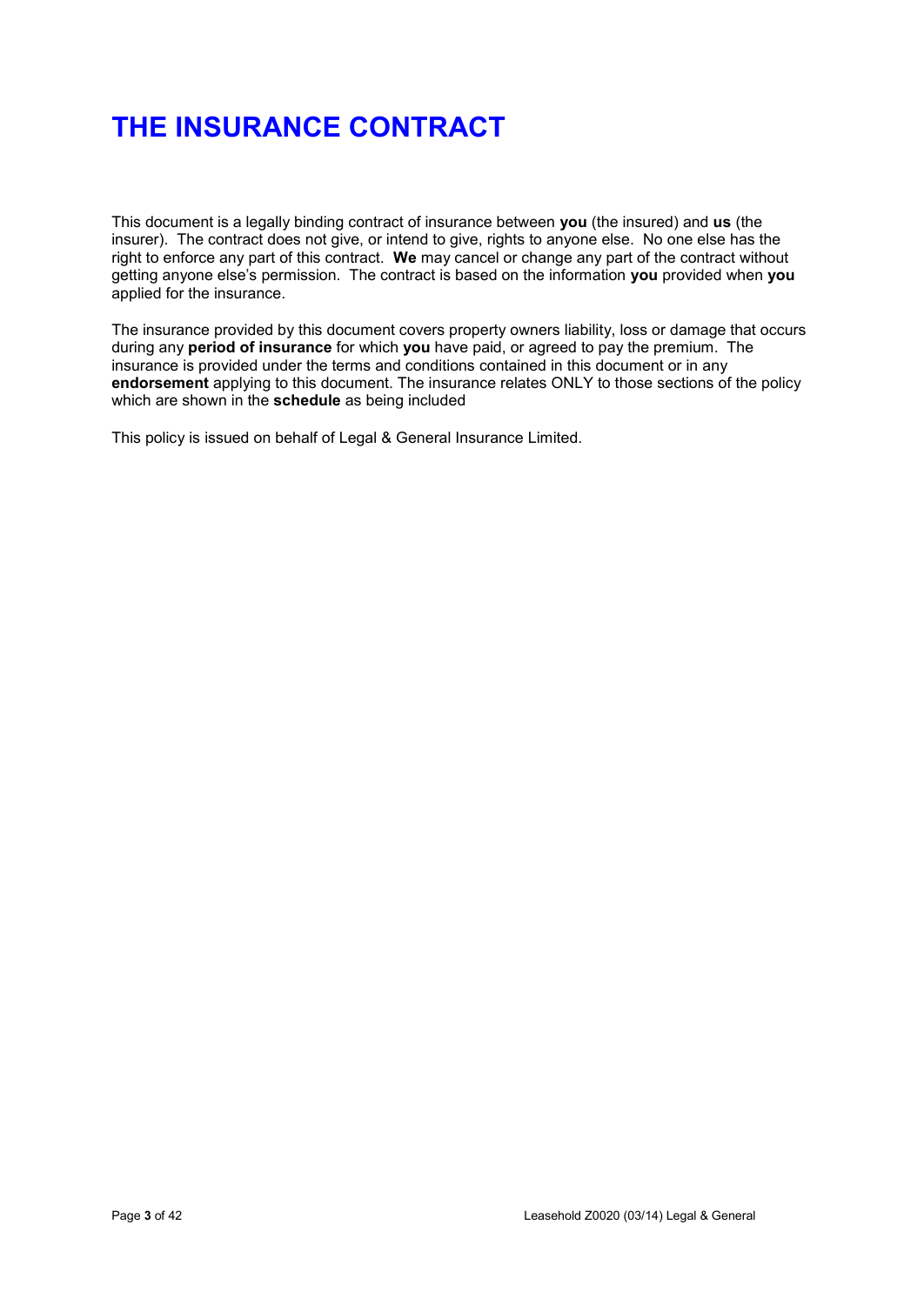# THE INSURANCE CONTRACT

This document is a legally binding contract of insurance between **you** (the insured) and **us** (the insurer). The contract does not give, or intend to give, rights to anyone else. No one else has the right to enforce any part of this contract. **We** may cancel or change any part of the contract without getting anyone else's permission. The contract is based on the information **you** provided when **you** applied for the insurance.

The insurance provided by this document covers property owners liability, loss or damage that occurs during any **period of insurance** for which **you** have paid, or agreed to pay the premium. The insurance is provided under the terms and conditions contained in this document or in any **endorsement** applying to this document. The insurance relates ONLY to those sections of the policy which are shown in the **schedule** as being included

This policy is issued on behalf of Legal & General Insurance Limited.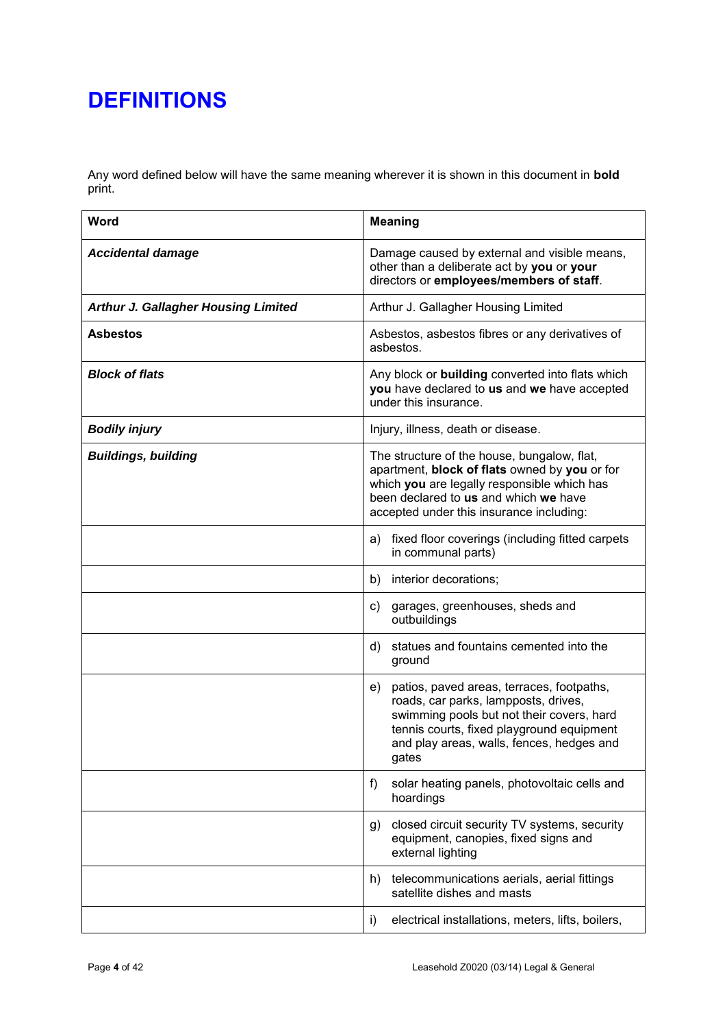# DEFINITIONS

Any word defined below will have the same meaning wherever it is shown in this document in **bold** print.

| Word | Meaning |
|---|---|
| ***Accidental damage*** | Damage caused by external and visible means, other than a deliberate act by **you** or **your** directors or **employees/members of staff**. |
| ***Arthur J. Gallagher Housing Limited*** | Arthur J. Gallagher Housing Limited |
| **Asbestos** | Asbestos, asbestos fibres or any derivatives of asbestos. |
| ***Block of flats*** | Any block or **building** converted into flats which **you** have declared to **us** and **we** have accepted under this insurance. |
| ***Bodily injury*** | Injury, illness, death or disease. |
| ***Buildings, building*** | The structure of the house, bungalow, flat, apartment, **block of flats** owned by **you** or for which **you** are legally responsible which has been declared to **us** and which **we** have accepted under this insurance including: |
| | a) fixed floor coverings (including fitted carpets in communal parts) |
| | b) interior decorations; |
| | c) garages, greenhouses, sheds and outbuildings |
| | d) statues and fountains cemented into the ground |
| | e) patios, paved areas, terraces, footpaths, roads, car parks, lampposts, drives, swimming pools but not their covers, hard tennis courts, fixed playground equipment and play areas, walls, fences, hedges and gates |
| | f) solar heating panels, photovoltaic cells and hoardings |
| | g) closed circuit security TV systems, security equipment, canopies, fixed signs and external lighting |
| | h) telecommunications aerials, aerial fittings satellite dishes and masts |
| | i) electrical installations, meters, lifts, boilers, |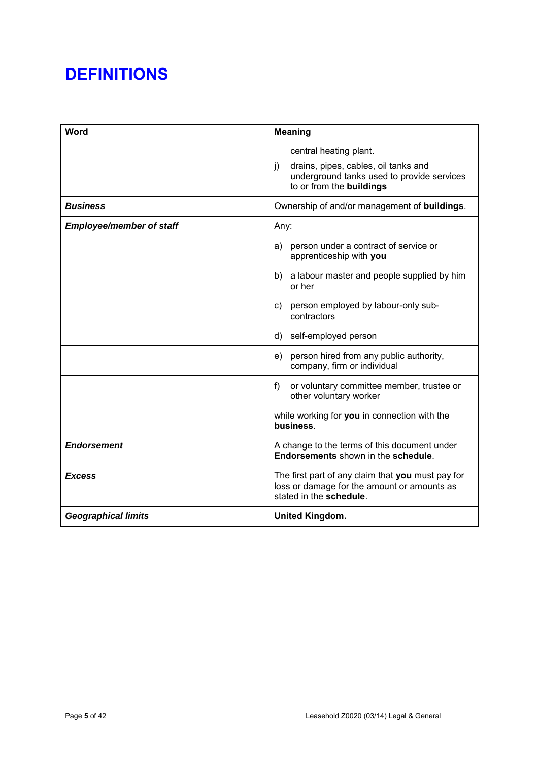# DEFINITIONS

| Word | Meaning |
|---|---|
| | central heating plant.<br>j) drains, pipes, cables, oil tanks and underground tanks used to provide services to or from the **buildings** |
| ***Business*** | Ownership of and/or management of **buildings**. |
| ***Employee/member of staff*** | Any: |
| | a) person under a contract of service or apprenticeship with **you** |
| | b) a labour master and people supplied by him or her |
| | c) person employed by labour-only sub-contractors |
| | d) self-employed person |
| | e) person hired from any public authority, company, firm or individual |
| | f) or voluntary committee member, trustee or other voluntary worker |
| | while working for **you** in connection with the **business**. |
| ***Endorsement*** | A change to the terms of this document under **Endorsements** shown in the **schedule**. |
| ***Excess*** | The first part of any claim that **you** must pay for loss or damage for the amount or amounts as stated in the **schedule**. |
| ***Geographical limits*** | **United Kingdom.** |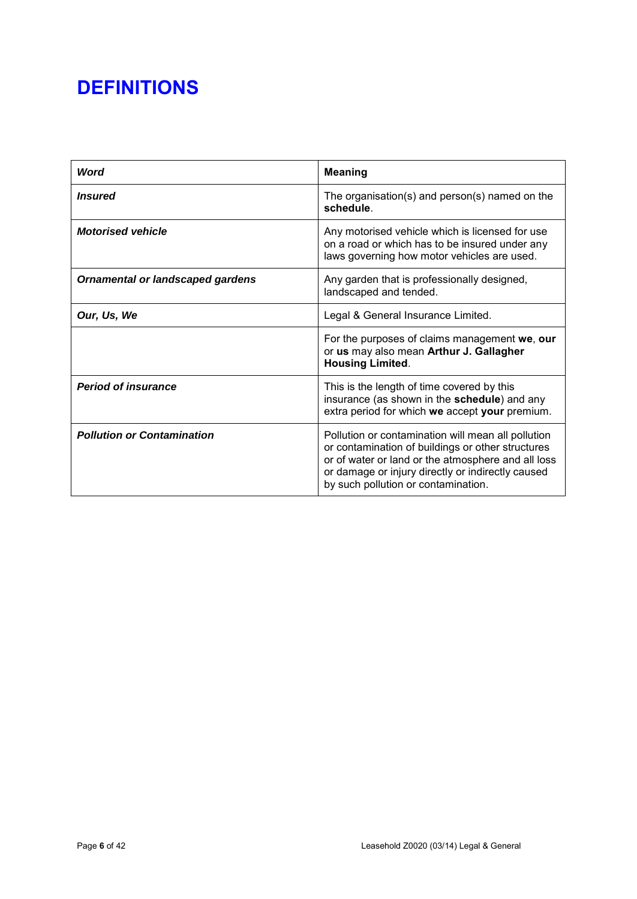# DEFINITIONS

| *Word* | **Meaning** |
|---|---|
| ***Insured*** | The organisation(s) and person(s) named on the **schedule**. |
| ***Motorised vehicle*** | Any motorised vehicle which is licensed for use on a road or which has to be insured under any laws governing how motor vehicles are used. |
| ***Ornamental or landscaped gardens*** | Any garden that is professionally designed, landscaped and tended. |
| ***Our, Us, We*** | Legal & General Insurance Limited. |
| | For the purposes of claims management **we**, **our** or **us** may also mean **Arthur J. Gallagher Housing Limited**. |
| ***Period of insurance*** | This is the length of time covered by this insurance (as shown in the **schedule**) and any extra period for which **we** accept **your** premium. |
| ***Pollution or Contamination*** | Pollution or contamination will mean all pollution or contamination of buildings or other structures or of water or land or the atmosphere and all loss or damage or injury directly or indirectly caused by such pollution or contamination. |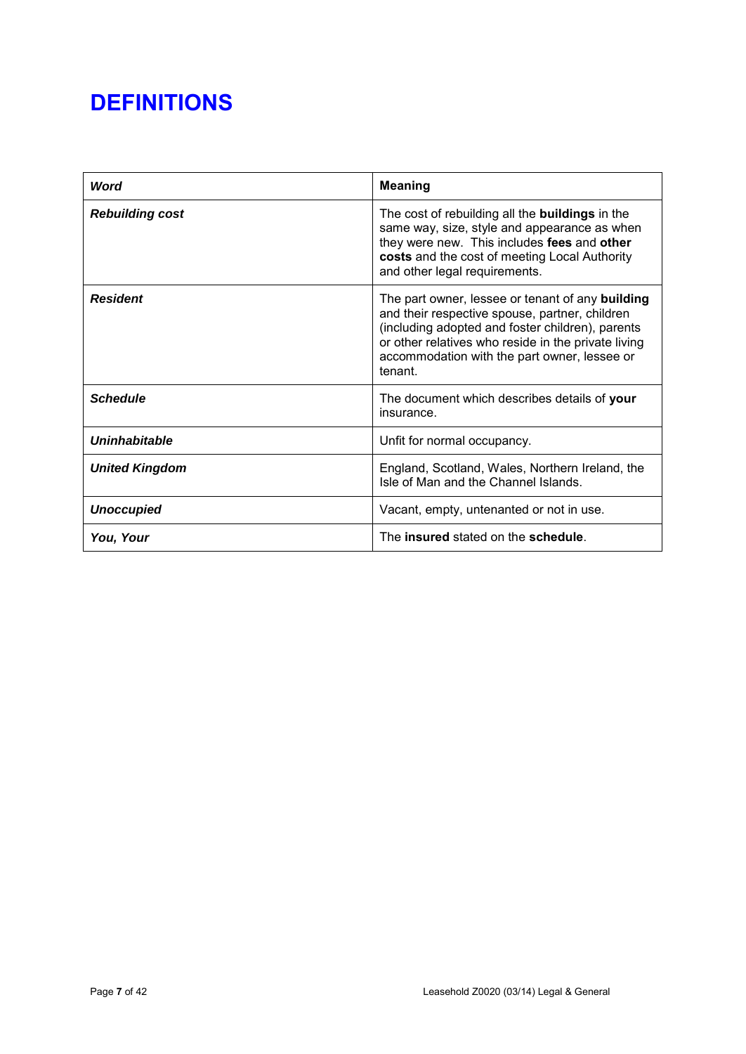# DEFINITIONS

| *Word* | **Meaning** |
|---|---|
| ***Rebuilding cost*** | The cost of rebuilding all the **buildings** in the same way, size, style and appearance as when they were new. This includes **fees** and **other costs** and the cost of meeting Local Authority and other legal requirements. |
| ***Resident*** | The part owner, lessee or tenant of any **building** and their respective spouse, partner, children (including adopted and foster children), parents or other relatives who reside in the private living accommodation with the part owner, lessee or tenant. |
| ***Schedule*** | The document which describes details of **your** insurance. |
| ***Uninhabitable*** | Unfit for normal occupancy. |
| ***United Kingdom*** | England, Scotland, Wales, Northern Ireland, the Isle of Man and the Channel Islands. |
| ***Unoccupied*** | Vacant, empty, untenanted or not in use. |
| ***You, Your*** | The **insured** stated on the **schedule**. |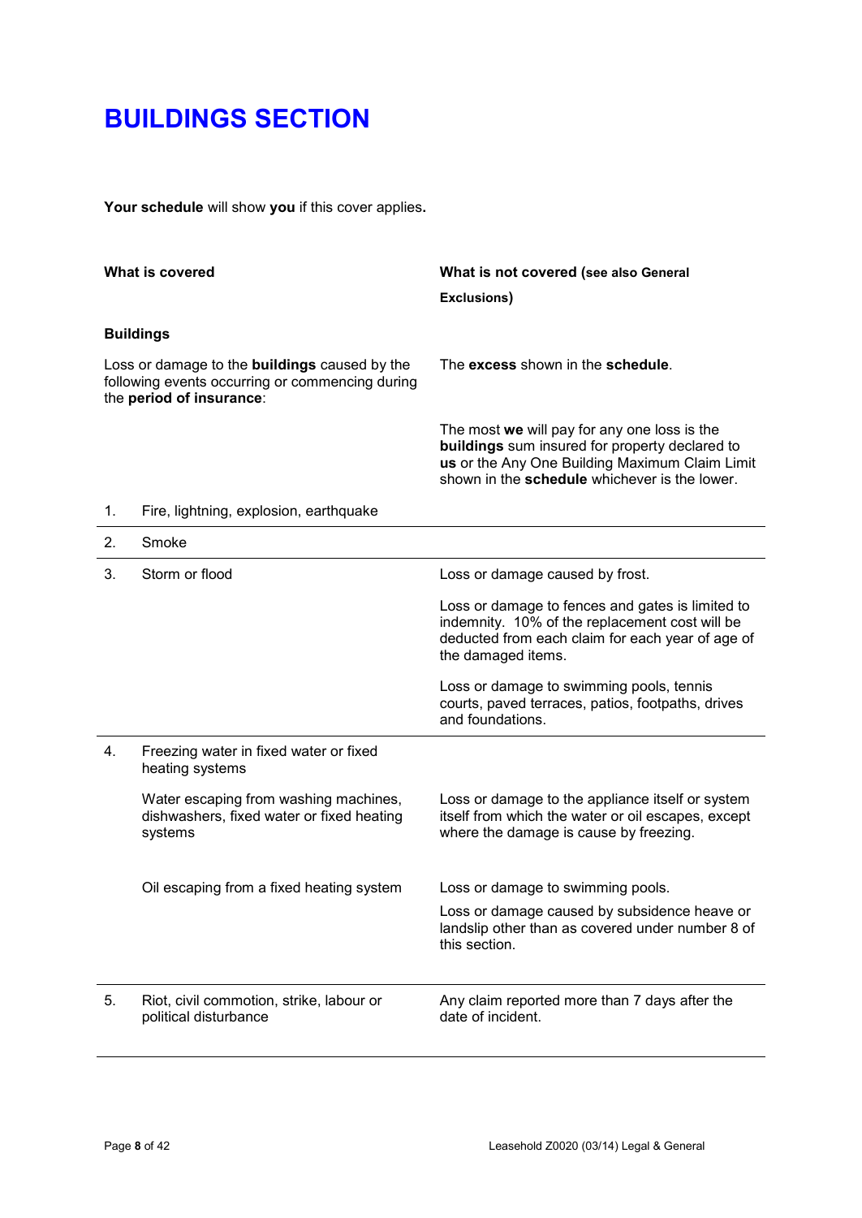# BUILDINGS SECTION

**Your schedule** will show **you** if this cover applies**.**

| What is covered | | What is not covered (see also General Exclusions) |
|---|---|---|
| **Buildings** | | |
| Loss or damage to the **buildings** caused by the following events occurring or commencing during the **period of insurance**: | | The **excess** shown in the **schedule**.<br><br>The most **we** will pay for any one loss is the **buildings** sum insured for property declared to **us** or the Any One Building Maximum Claim Limit shown in the **schedule** whichever is the lower. |
| 1. | Fire, lightning, explosion, earthquake | |
| 2. | Smoke | |
| 3. | Storm or flood | Loss or damage caused by frost.<br><br>Loss or damage to fences and gates is limited to indemnity. 10% of the replacement cost will be deducted from each claim for each year of age of the damaged items.<br><br>Loss or damage to swimming pools, tennis courts, paved terraces, patios, footpaths, drives and foundations. |
| 4. | Freezing water in fixed water or fixed heating systems | |
| | Water escaping from washing machines, dishwashers, fixed water or fixed heating systems | Loss or damage to the appliance itself or system itself from which the water or oil escapes, except where the damage is cause by freezing. |
| | Oil escaping from a fixed heating system | Loss or damage to swimming pools.<br><br>Loss or damage caused by subsidence heave or landslip other than as covered under number 8 of this section. |
| 5. | Riot, civil commotion, strike, labour or political disturbance | Any claim reported more than 7 days after the date of incident. |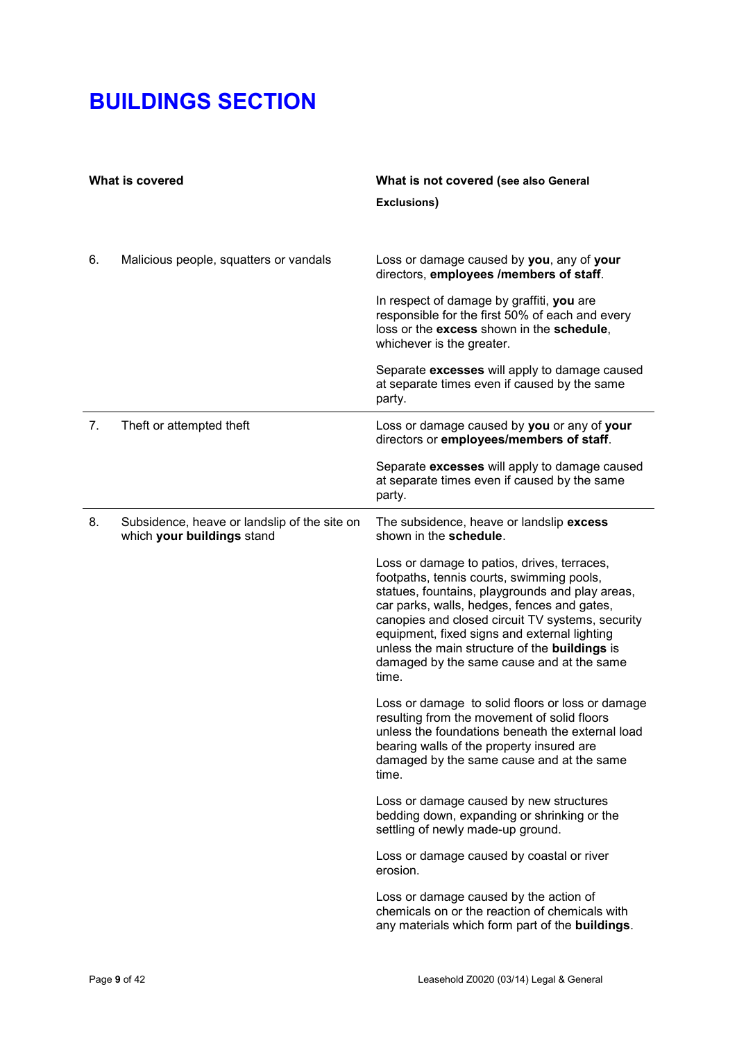# BUILDINGS SECTION

| | What is covered | What is not covered (see also General Exclusions) |
|---|---|---|
| 6. | Malicious people, squatters or vandals | Loss or damage caused by **you**, any of **your** directors, **employees /members of staff**.<br><br>In respect of damage by graffiti, **you** are responsible for the first 50% of each and every loss or the **excess** shown in the **schedule**, whichever is the greater.<br><br>Separate **excesses** will apply to damage caused at separate times even if caused by the same party. |
| 7. | Theft or attempted theft | Loss or damage caused by **you** or any of **your** directors or **employees/members of staff**.<br><br>Separate **excesses** will apply to damage caused at separate times even if caused by the same party. |
| 8. | Subsidence, heave or landslip of the site on which **your buildings** stand | The subsidence, heave or landslip **excess** shown in the **schedule**.<br><br>Loss or damage to patios, drives, terraces, footpaths, tennis courts, swimming pools, statues, fountains, playgrounds and play areas, car parks, walls, hedges, fences and gates, canopies and closed circuit TV systems, security equipment, fixed signs and external lighting unless the main structure of the **buildings** is damaged by the same cause and at the same time.<br><br>Loss or damage to solid floors or loss or damage resulting from the movement of solid floors unless the foundations beneath the external load bearing walls of the property insured are damaged by the same cause and at the same time.<br><br>Loss or damage caused by new structures bedding down, expanding or shrinking or the settling of newly made-up ground.<br><br>Loss or damage caused by coastal or river erosion.<br><br>Loss or damage caused by the action of chemicals on or the reaction of chemicals with any materials which form part of the **buildings**. |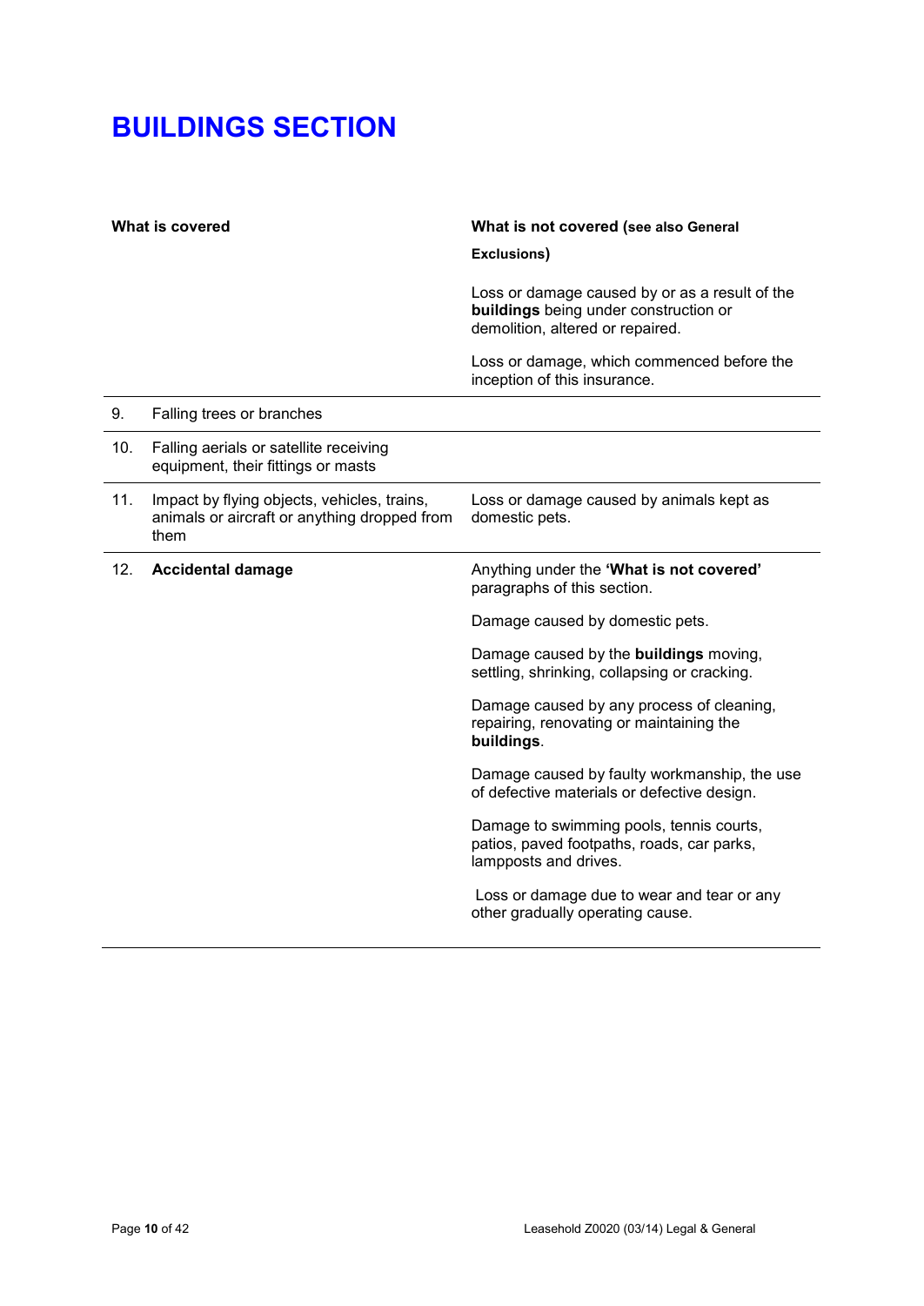# BUILDINGS SECTION

| What is covered | | What is not covered (see also General Exclusions) |
|---|---|---|
| | | Loss or damage caused by or as a result of the **buildings** being under construction or demolition, altered or repaired.<br><br>Loss or damage, which commenced before the inception of this insurance. |
| 9. | Falling trees or branches | |
| 10. | Falling aerials or satellite receiving equipment, their fittings or masts | |
| 11. | Impact by flying objects, vehicles, trains, animals or aircraft or anything dropped from them | Loss or damage caused by animals kept as domestic pets. |
| 12. | **Accidental damage** | Anything under the **'What is not covered'** paragraphs of this section.<br><br>Damage caused by domestic pets.<br><br>Damage caused by the **buildings** moving, settling, shrinking, collapsing or cracking.<br><br>Damage caused by any process of cleaning, repairing, renovating or maintaining the **buildings**.<br><br>Damage caused by faulty workmanship, the use of defective materials or defective design.<br><br>Damage to swimming pools, tennis courts, patios, paved footpaths, roads, car parks, lampposts and drives.<br><br>Loss or damage due to wear and tear or any other gradually operating cause. |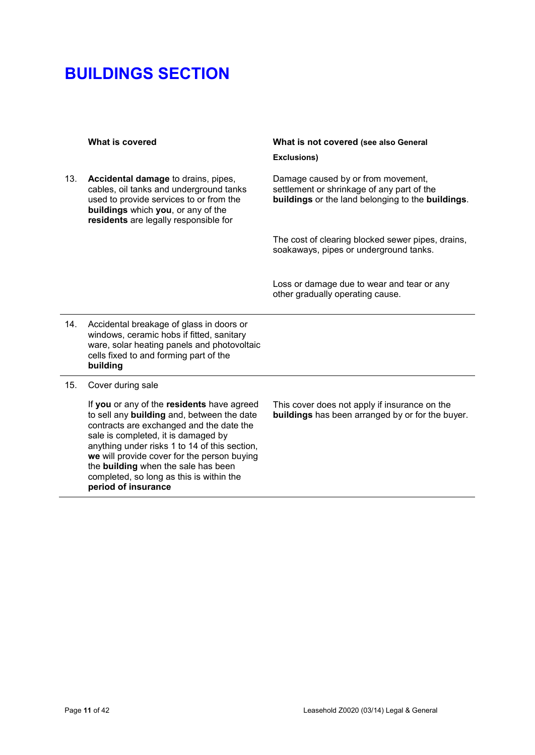# BUILDINGS SECTION

| | What is covered | What is not covered (see also General Exclusions) |
|---|---|---|
| 13. | **Accidental damage** to drains, pipes, cables, oil tanks and underground tanks used to provide services to or from the **buildings** which **you**, or any of the **residents** are legally responsible for | Damage caused by or from movement, settlement or shrinkage of any part of the **buildings** or the land belonging to the **buildings**.<br><br>The cost of clearing blocked sewer pipes, drains, soakaways, pipes or underground tanks.<br><br>Loss or damage due to wear and tear or any other gradually operating cause. |
| 14. | Accidental breakage of glass in doors or windows, ceramic hobs if fitted, sanitary ware, solar heating panels and photovoltaic cells fixed to and forming part of the **building** | |
| 15. | Cover during sale<br><br>If **you** or any of the **residents** have agreed to sell any **building** and, between the date contracts are exchanged and the date the sale is completed, it is damaged by anything under risks 1 to 14 of this section, **we** will provide cover for the person buying the **building** when the sale has been completed, so long as this is within the **period of insurance** | This cover does not apply if insurance on the **buildings** has been arranged by or for the buyer. |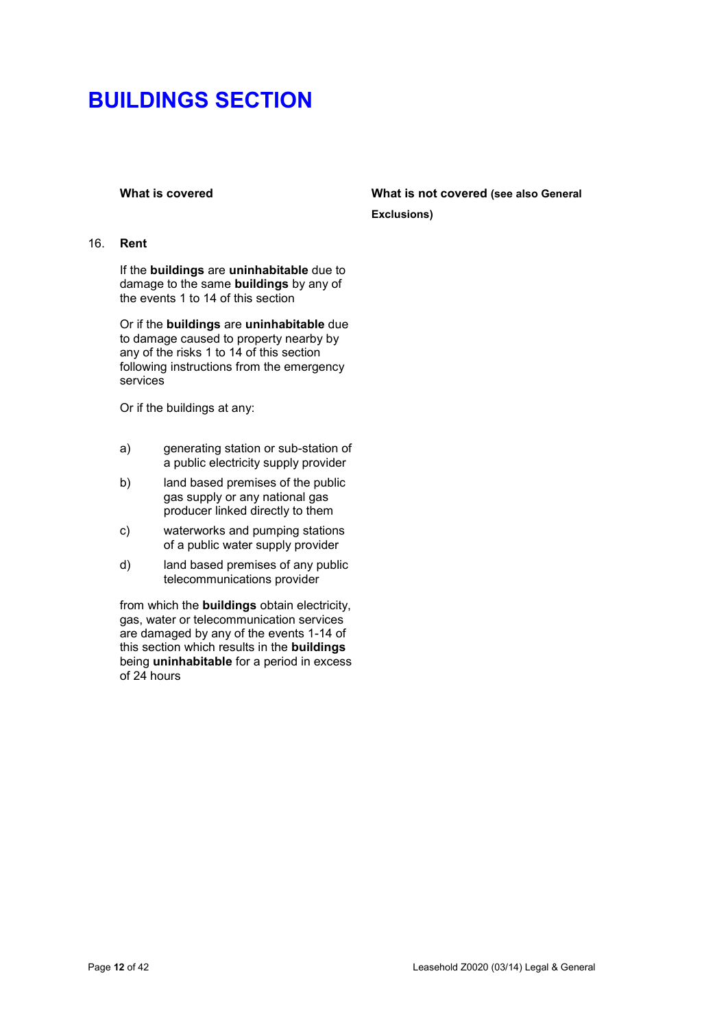# BUILDINGS SECTION

| What is covered | What is not covered (see also General Exclusions) |
|---|---|
| 16. **Rent** | |
| If the **buildings** are **uninhabitable** due to damage to the same **buildings** by any of the events 1 to 14 of this section | |
| Or if the **buildings** are **uninhabitable** due to damage caused to property nearby by any of the risks 1 to 14 of this section following instructions from the emergency services | |
| Or if the buildings at any:<br>a) generating station or sub-station of a public electricity supply provider<br>b) land based premises of the public gas supply or any national gas producer linked directly to them<br>c) waterworks and pumping stations of a public water supply provider<br>d) land based premises of any public telecommunications provider | |
| from which the **buildings** obtain electricity, gas, water or telecommunication services are damaged by any of the events 1-14 of this section which results in the **buildings** being **uninhabitable** for a period in excess of 24 hours | |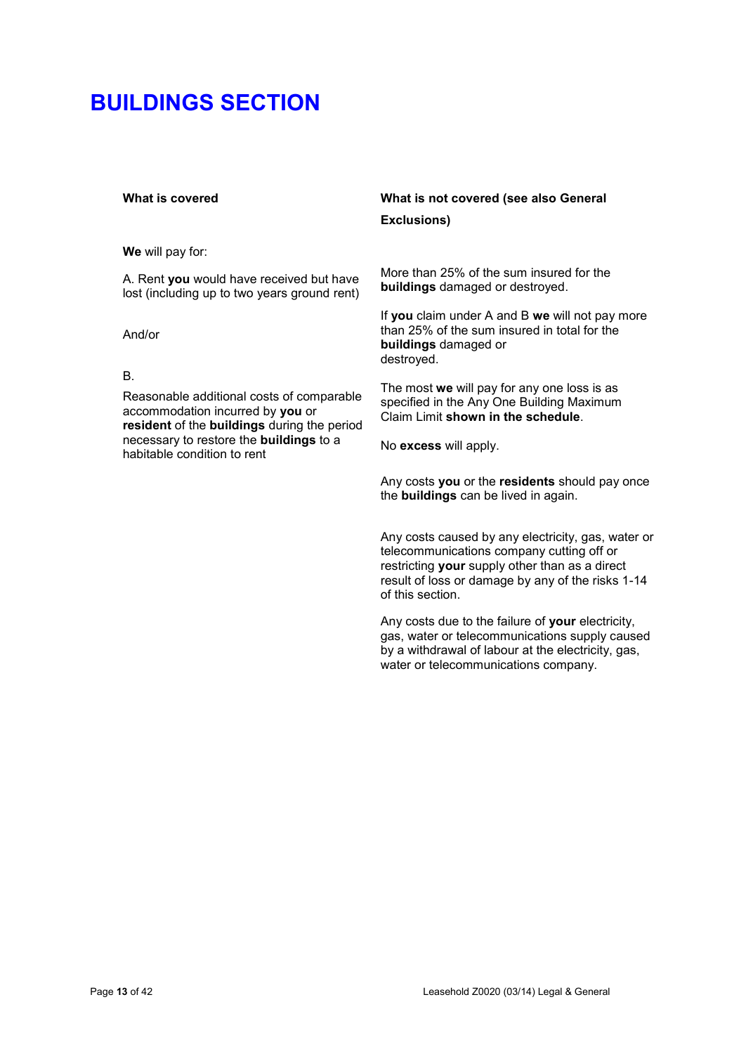# BUILDINGS SECTION

| What is covered | What is not covered (see also General Exclusions) |
| --- | --- |
| **We** will pay for: | |
| A. Rent **you** would have received but have lost (including up to two years ground rent) | More than 25% of the sum insured for the **buildings** damaged or destroyed. |
| And/or | If **you** claim under A and B **we** will not pay more than 25% of the sum insured in total for the **buildings** damaged or destroyed. |
| B. Reasonable additional costs of comparable accommodation incurred by **you** or **resident** of the **buildings** during the period necessary to restore the **buildings** to a habitable condition to rent | The most **we** will pay for any one loss is as specified in the Any One Building Maximum Claim Limit **shown in the schedule**. |
| | No **excess** will apply. |
| | Any costs **you** or the **residents** should pay once the **buildings** can be lived in again. |
| | Any costs caused by any electricity, gas, water or telecommunications company cutting off or restricting **your** supply other than as a direct result of loss or damage by any of the risks 1-14 of this section. |
| | Any costs due to the failure of **your** electricity, gas, water or telecommunications supply caused by a withdrawal of labour at the electricity, gas, water or telecommunications company. |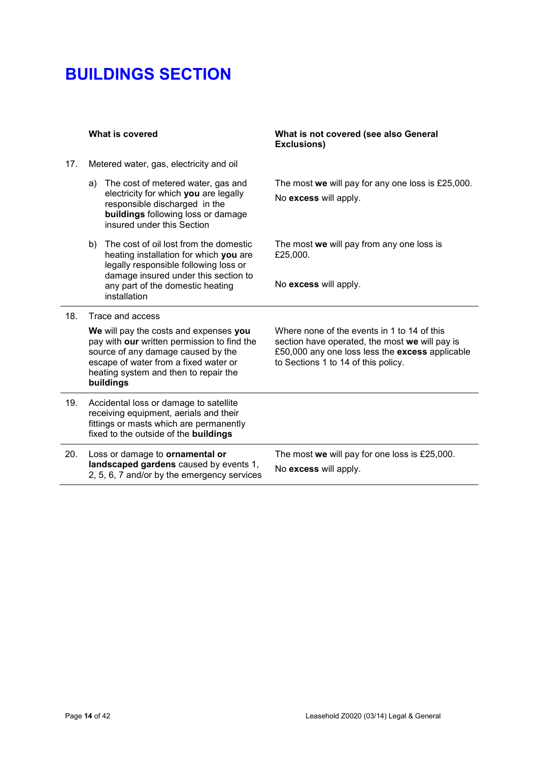# BUILDINGS SECTION

| | What is covered | What is not covered (see also General Exclusions) |
|---|---|---|
| 17. | Metered water, gas, electricity and oil | |
| | a) The cost of metered water, gas and electricity for which **you** are legally responsible discharged in the **buildings** following loss or damage insured under this Section | The most **we** will pay for any one loss is £25,000.<br>No **excess** will apply. |
| | b) The cost of oil lost from the domestic heating installation for which **you** are legally responsible following loss or damage insured under this section to any part of the domestic heating installation | The most **we** will pay from any one loss is £25,000.<br>No **excess** will apply. |
| 18. | Trace and access<br>**We** will pay the costs and expenses **you** pay with **our** written permission to find the source of any damage caused by the escape of water from a fixed water or heating system and then to repair the **buildings** | Where none of the events in 1 to 14 of this section have operated, the most **we** will pay is £50,000 any one loss less the **excess** applicable to Sections 1 to 14 of this policy. |
| 19. | Accidental loss or damage to satellite receiving equipment, aerials and their fittings or masts which are permanently fixed to the outside of the **buildings** | |
| 20. | Loss or damage to **ornamental or landscaped gardens** caused by events 1, 2, 5, 6, 7 and/or by the emergency services | The most **we** will pay for one loss is £25,000.<br>No **excess** will apply. |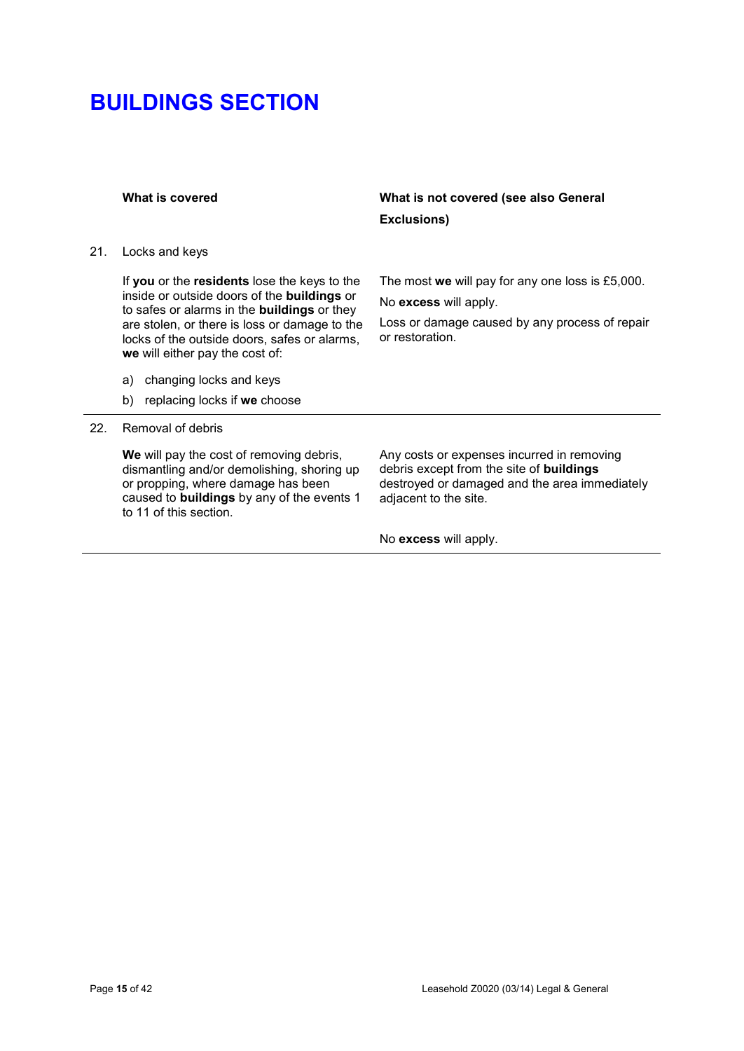# BUILDINGS SECTION

| | What is covered | What is not covered (see also General Exclusions) |
|---|---|---|
| 21. | Locks and keys | |
| | If **you** or the **residents** lose the keys to the inside or outside doors of the **buildings** or to safes or alarms in the **buildings** or they are stolen, or there is loss or damage to the locks of the outside doors, safes or alarms, **we** will either pay the cost of:<br>a) changing locks and keys<br>b) replacing locks if **we** choose | The most **we** will pay for any one loss is £5,000.<br>No **excess** will apply.<br>Loss or damage caused by any process of repair or restoration. |
| 22. | Removal of debris | |
| | **We** will pay the cost of removing debris, dismantling and/or demolishing, shoring up or propping, where damage has been caused to **buildings** by any of the events 1 to 11 of this section. | Any costs or expenses incurred in removing debris except from the site of **buildings** destroyed or damaged and the area immediately adjacent to the site.<br><br>No **excess** will apply. |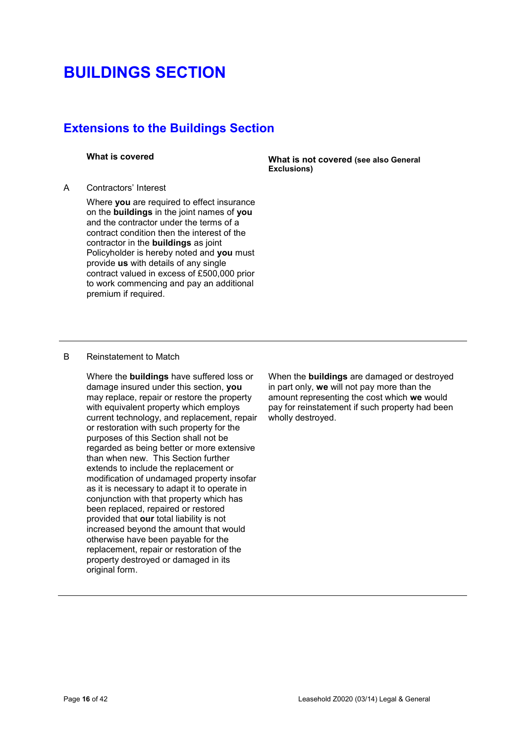# BUILDINGS SECTION

## Extensions to the Buildings Section

| | What is covered | What is not covered (see also General Exclusions) |
|---|---|---|
| A | Contractors' Interest<br><br>Where **you** are required to effect insurance on the **buildings** in the joint names of **you** and the contractor under the terms of a contract condition then the interest of the contractor in the **buildings** as joint Policyholder is hereby noted and **you** must provide **us** with details of any single contract valued in excess of £500,000 prior to work commencing and pay an additional premium if required. | |
| B | Reinstatement to Match<br><br>Where the **buildings** have suffered loss or damage insured under this section, **you** may replace, repair or restore the property with equivalent property which employs current technology, and replacement, repair or restoration with such property for the purposes of this Section shall not be regarded as being better or more extensive than when new. This Section further extends to include the replacement or modification of undamaged property insofar as it is necessary to adapt it to operate in conjunction with that property which has been replaced, repaired or restored provided that **our** total liability is not increased beyond the amount that would otherwise have been payable for the replacement, repair or restoration of the property destroyed or damaged in its original form. | When the **buildings** are damaged or destroyed in part only, **we** will not pay more than the amount representing the cost which **we** would pay for reinstatement if such property had been wholly destroyed. |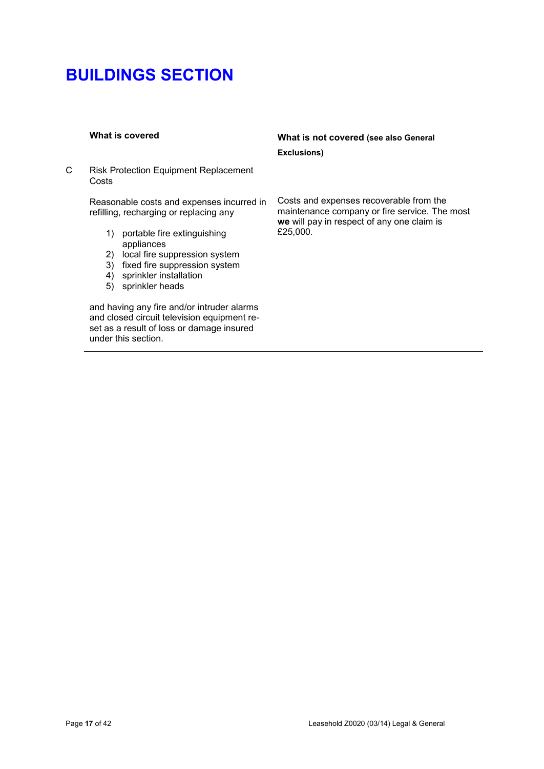# BUILDINGS SECTION

| | What is covered | What is not covered (see also General Exclusions) |
|---|---|---|
| C | Risk Protection Equipment Replacement Costs | |
| | Reasonable costs and expenses incurred in refilling, recharging or replacing any<br><br>1) portable fire extinguishing appliances<br>2) local fire suppression system<br>3) fixed fire suppression system<br>4) sprinkler installation<br>5) sprinkler heads<br><br>and having any fire and/or intruder alarms and closed circuit television equipment re-set as a result of loss or damage insured under this section. | Costs and expenses recoverable from the maintenance company or fire service. The most **we** will pay in respect of any one claim is £25,000. |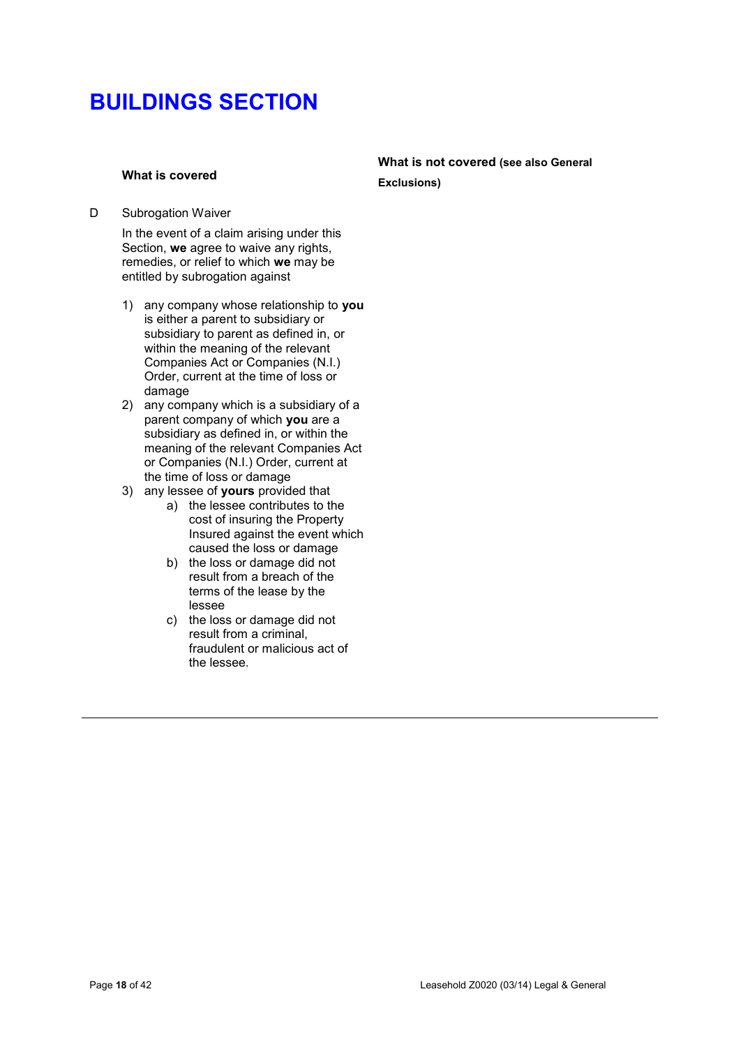# BUILDINGS SECTION

| What is covered | What is not covered (see also General Exclusions) |
| --- | --- |

D Subrogation Waiver

In the event of a claim arising under this Section, **we** agree to waive any rights, remedies, or relief to which **we** may be entitled by subrogation against

1) any company whose relationship to **you** is either a parent to subsidiary or subsidiary to parent as defined in, or within the meaning of the relevant Companies Act or Companies (N.I.) Order, current at the time of loss or damage
2) any company which is a subsidiary of a parent company of which **you** are a subsidiary as defined in, or within the meaning of the relevant Companies Act or Companies (N.I.) Order, current at the time of loss or damage
3) any lessee of **yours** provided that
    a) the lessee contributes to the cost of insuring the Property Insured against the event which caused the loss or damage
    b) the loss or damage did not result from a breach of the terms of the lease by the lessee
    c) the loss or damage did not result from a criminal, fraudulent or malicious act of the lessee.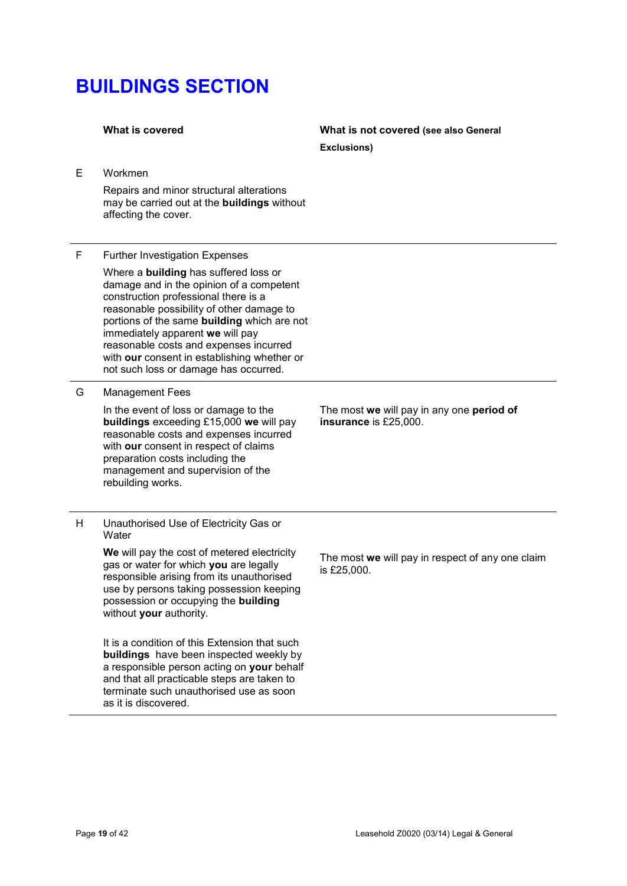# BUILDINGS SECTION

| | What is covered | What is not covered (see also General Exclusions) |
|---|---|---|
| E | Workmen<br><br>Repairs and minor structural alterations may be carried out at the **buildings** without affecting the cover. | |
| F | Further Investigation Expenses<br><br>Where a **building** has suffered loss or damage and in the opinion of a competent construction professional there is a reasonable possibility of other damage to portions of the same **building** which are not immediately apparent **we** will pay reasonable costs and expenses incurred with **our** consent in establishing whether or not such loss or damage has occurred. | |
| G | Management Fees<br><br>In the event of loss or damage to the **buildings** exceeding £15,000 **we** will pay reasonable costs and expenses incurred with **our** consent in respect of claims preparation costs including the management and supervision of the rebuilding works. | The most **we** will pay in any one **period of insurance** is £25,000. |
| H | Unauthorised Use of Electricity Gas or Water<br><br>**We** will pay the cost of metered electricity gas or water for which **you** are legally responsible arising from its unauthorised use by persons taking possession keeping possession or occupying the **building** without **your** authority.<br><br>It is a condition of this Extension that such **buildings** have been inspected weekly by a responsible person acting on **your** behalf and that all practicable steps are taken to terminate such unauthorised use as soon as it is discovered. | The most **we** will pay in respect of any one claim is £25,000. |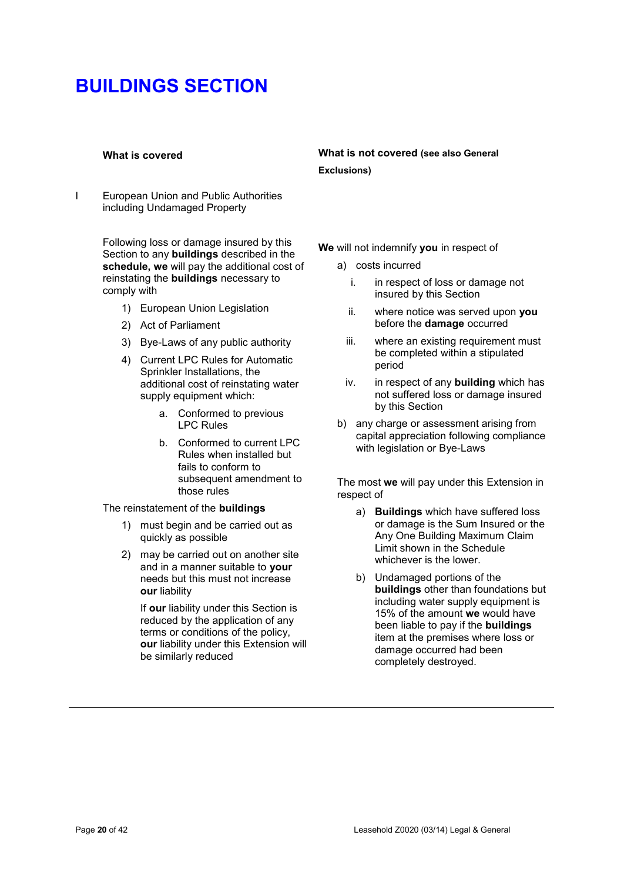# BUILDINGS SECTION

**What is covered**

I European Union and Public Authorities including Undamaged Property

Following loss or damage insured by this Section to any **buildings** described in the **schedule, we** will pay the additional cost of reinstating the **buildings** necessary to comply with

1) European Union Legislation
2) Act of Parliament
3) Bye-Laws of any public authority
4) Current LPC Rules for Automatic Sprinkler Installations, the additional cost of reinstating water supply equipment which:
   a. Conformed to previous LPC Rules
   b. Conformed to current LPC Rules when installed but fails to conform to subsequent amendment to those rules

The reinstatement of the **buildings**

1) must begin and be carried out as quickly as possible
2) may be carried out on another site and in a manner suitable to **your** needs but this must not increase **our** liability

   If **our** liability under this Section is reduced by the application of any terms or conditions of the policy, **our** liability under this Extension will be similarly reduced

**What is not covered (see also General Exclusions)**

**We** will not indemnify **you** in respect of

a) costs incurred
   i. in respect of loss or damage not insured by this Section
   ii. where notice was served upon **you** before the **damage** occurred
   iii. where an existing requirement must be completed within a stipulated period
   iv. in respect of any **building** which has not suffered loss or damage insured by this Section
b) any charge or assessment arising from capital appreciation following compliance with legislation or Bye-Laws

The most **we** will pay under this Extension in respect of

a) **Buildings** which have suffered loss or damage is the Sum Insured or the Any One Building Maximum Claim Limit shown in the Schedule whichever is the lower.
b) Undamaged portions of the **buildings** other than foundations but including water supply equipment is 15% of the amount **we** would have been liable to pay if the **buildings** item at the premises where loss or damage occurred had been completely destroyed.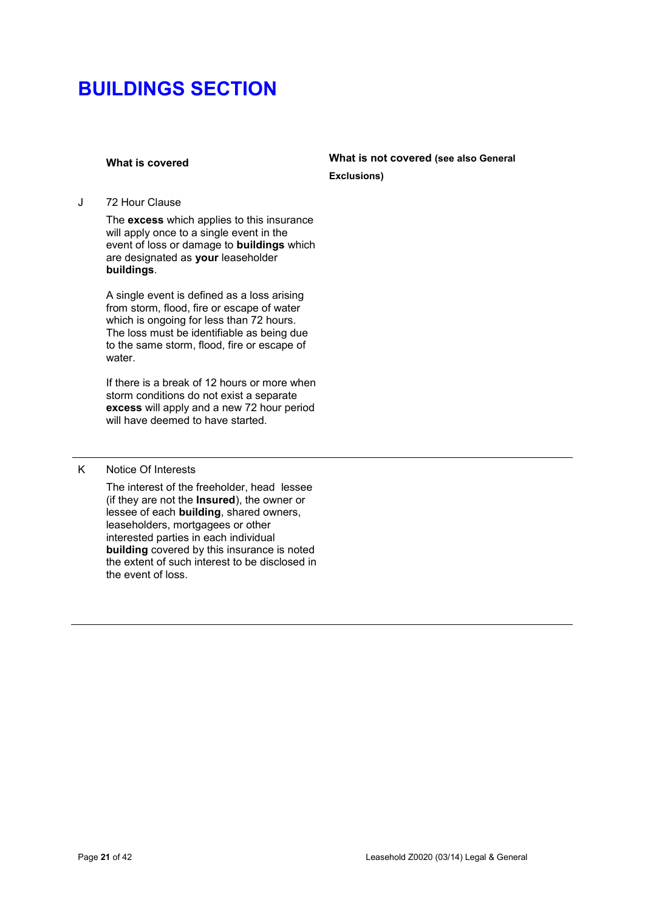# BUILDINGS SECTION

| What is covered | What is not covered (see also General Exclusions) |
| --- | --- |
| **J** 72 Hour Clause<br><br>The **excess** which applies to this insurance will apply once to a single event in the event of loss or damage to **buildings** which are designated as **your** leaseholder **buildings**.<br><br>A single event is defined as a loss arising from storm, flood, fire or escape of water which is ongoing for less than 72 hours. The loss must be identifiable as being due to the same storm, flood, fire or escape of water.<br><br>If there is a break of 12 hours or more when storm conditions do not exist a separate **excess** will apply and a new 72 hour period will have deemed to have started. | |
| **K** Notice Of Interests<br><br>The interest of the freeholder, head lessee (if they are not the **Insured**), the owner or lessee of each **building**, shared owners, leaseholders, mortgagees or other interested parties in each individual **building** covered by this insurance is noted the extent of such interest to be disclosed in the event of loss. | |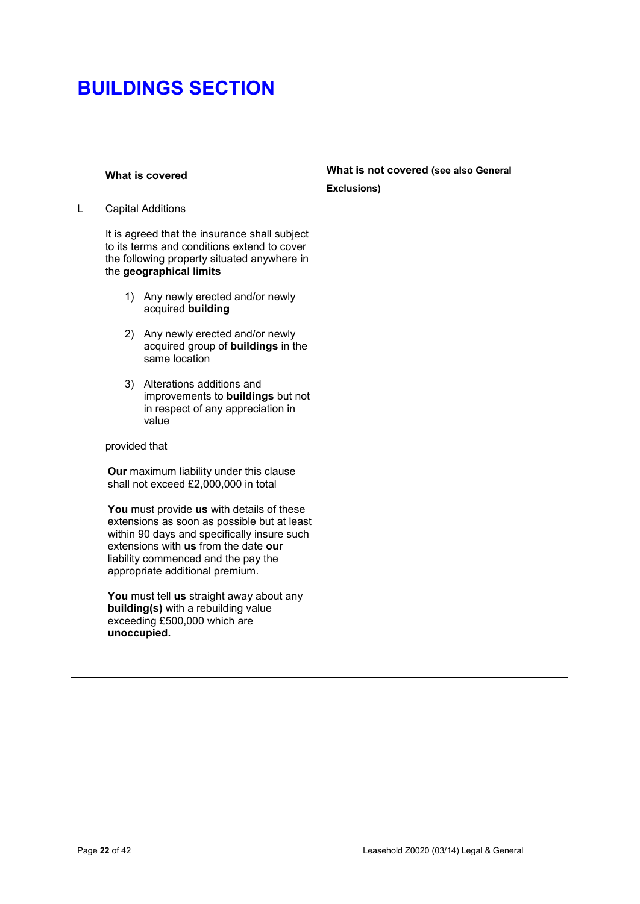# BUILDINGS SECTION

**What is covered**

**What is not covered (see also General Exclusions)**

L Capital Additions

It is agreed that the insurance shall subject to its terms and conditions extend to cover the following property situated anywhere in the **geographical limits**

1) Any newly erected and/or newly acquired **building**
2) Any newly erected and/or newly acquired group of **buildings** in the same location
3) Alterations additions and improvements to **buildings** but not in respect of any appreciation in value

provided that

**Our** maximum liability under this clause shall not exceed £2,000,000 in total

**You** must provide **us** with details of these extensions as soon as possible but at least within 90 days and specifically insure such extensions with **us** from the date **our** liability commenced and the pay the appropriate additional premium.

**You** must tell **us** straight away about any **building(s)** with a rebuilding value exceeding £500,000 which are **unoccupied.**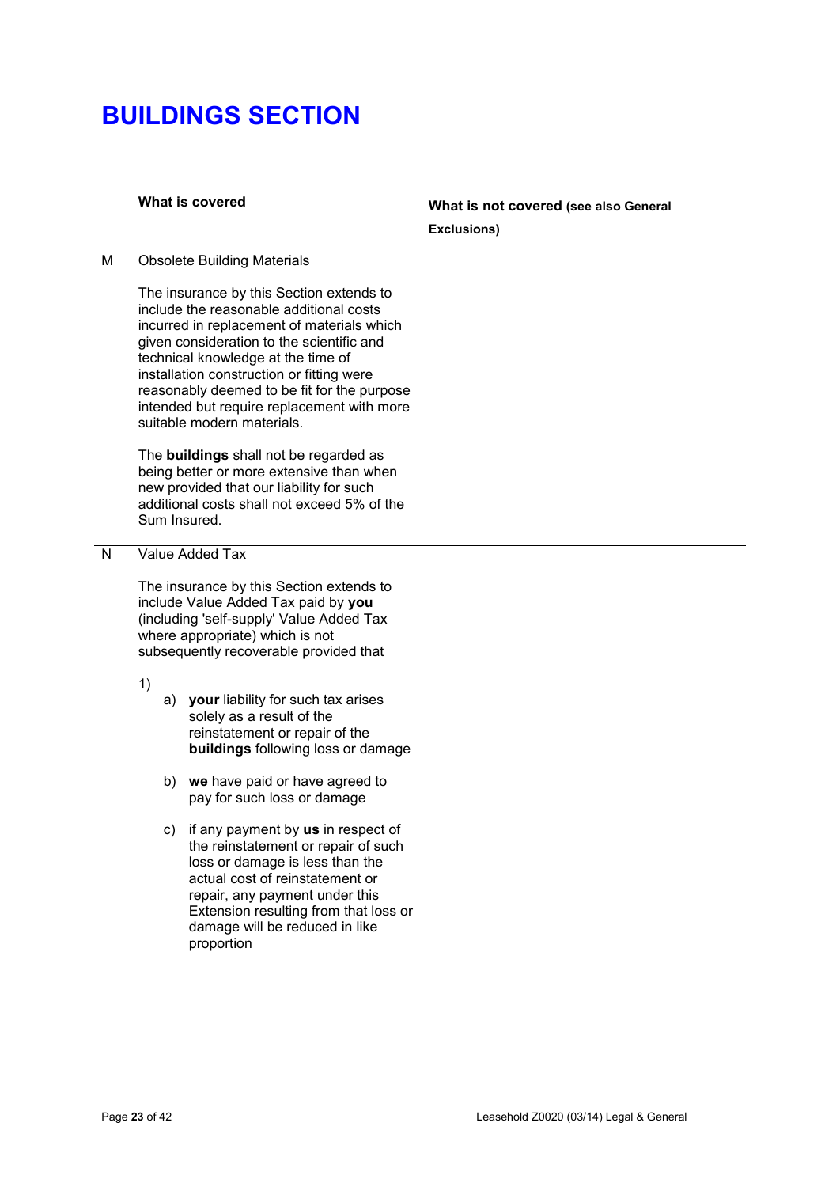# BUILDINGS SECTION

| What is covered | What is not covered (see also General Exclusions) |
|---|---|
| | |

**M** Obsolete Building Materials

The insurance by this Section extends to include the reasonable additional costs incurred in replacement of materials which given consideration to the scientific and technical knowledge at the time of installation construction or fitting were reasonably deemed to be fit for the purpose intended but require replacement with more suitable modern materials.

The **buildings** shall not be regarded as being better or more extensive than when new provided that our liability for such additional costs shall not exceed 5% of the Sum Insured.

---

**N** Value Added Tax

The insurance by this Section extends to include Value Added Tax paid by **you** (including 'self-supply' Value Added Tax where appropriate) which is not subsequently recoverable provided that

1)
   a) **your** liability for such tax arises solely as a result of the reinstatement or repair of the **buildings** following loss or damage

   b) **we** have paid or have agreed to pay for such loss or damage

   c) if any payment by **us** in respect of the reinstatement or repair of such loss or damage is less than the actual cost of reinstatement or repair, any payment under this Extension resulting from that loss or damage will be reduced in like proportion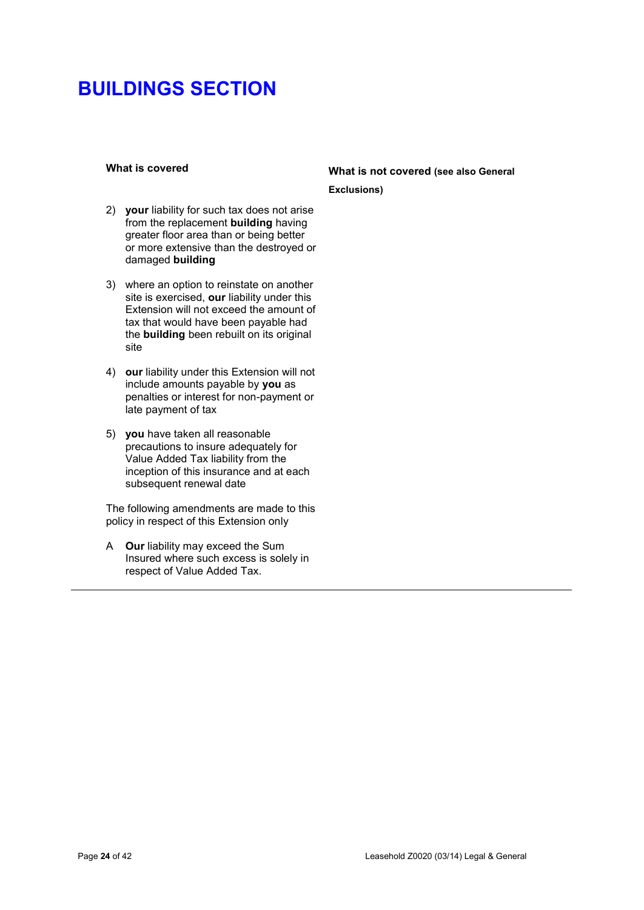# BUILDINGS SECTION

**What is covered**

2) **your** liability for such tax does not arise from the replacement **building** having greater floor area than or being better or more extensive than the destroyed or damaged **building**

3) where an option to reinstate on another site is exercised, **our** liability under this Extension will not exceed the amount of tax that would have been payable had the **building** been rebuilt on its original site

4) **our** liability under this Extension will not include amounts payable by **you** as penalties or interest for non-payment or late payment of tax

5) **you** have taken all reasonable precautions to insure adequately for Value Added Tax liability from the inception of this insurance and at each subsequent renewal date

The following amendments are made to this policy in respect of this Extension only

A **Our** liability may exceed the Sum Insured where such excess is solely in respect of Value Added Tax.

**What is not covered (see also General Exclusions)**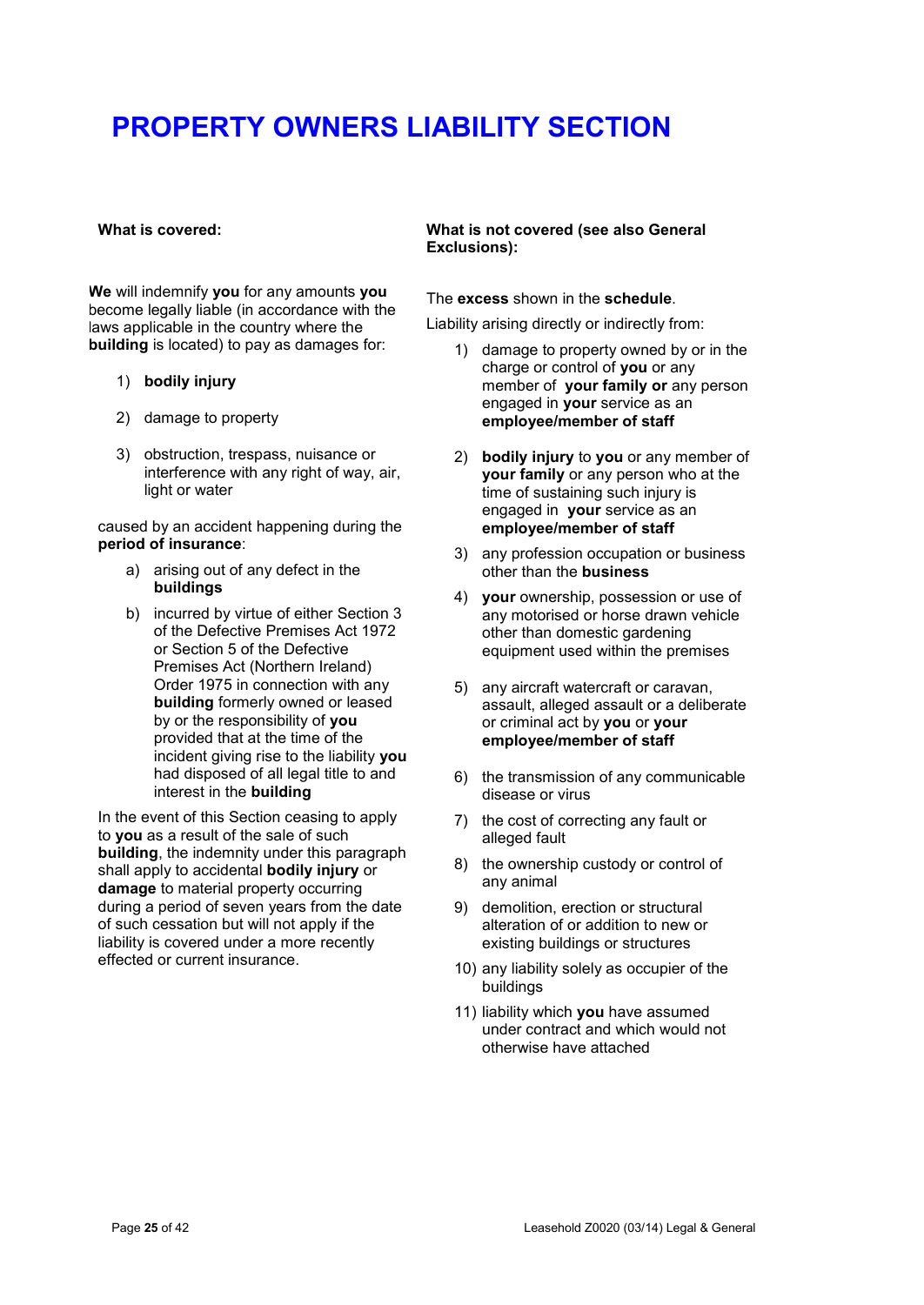# PROPERTY OWNERS LIABILITY SECTION

**What is covered:**

**We** will indemnify **you** for any amounts **you** become legally liable (in accordance with the laws applicable in the country where the **building** is located) to pay as damages for:

1) **bodily injury**
2) damage to property
3) obstruction, trespass, nuisance or interference with any right of way, air, light or water

caused by an accident happening during the **period of insurance**:

a) arising out of any defect in the **buildings**
b) incurred by virtue of either Section 3 of the Defective Premises Act 1972 or Section 5 of the Defective Premises Act (Northern Ireland) Order 1975 in connection with any **building** formerly owned or leased by or the responsibility of **you** provided that at the time of the incident giving rise to the liability **you** had disposed of all legal title to and interest in the **building**

In the event of this Section ceasing to apply to **you** as a result of the sale of such **building**, the indemnity under this paragraph shall apply to accidental **bodily injury** or **damage** to material property occurring during a period of seven years from the date of such cessation but will not apply if the liability is covered under a more recently effected or current insurance.

**What is not covered (see also General Exclusions):**

The **excess** shown in the **schedule**.

Liability arising directly or indirectly from:

1) damage to property owned by or in the charge or control of **you** or any member of **your family or** any person engaged in **your** service as an **employee/member of staff**
2) **bodily injury** to **you** or any member of **your family** or any person who at the time of sustaining such injury is engaged in **your** service as an **employee/member of staff**
3) any profession occupation or business other than the **business**
4) **your** ownership, possession or use of any motorised or horse drawn vehicle other than domestic gardening equipment used within the premises
5) any aircraft watercraft or caravan, assault, alleged assault or a deliberate or criminal act by **you** or **your employee/member of staff**
6) the transmission of any communicable disease or virus
7) the cost of correcting any fault or alleged fault
8) the ownership custody or control of any animal
9) demolition, erection or structural alteration of or addition to new or existing buildings or structures
10) any liability solely as occupier of the buildings
11) liability which **you** have assumed under contract and which would not otherwise have attached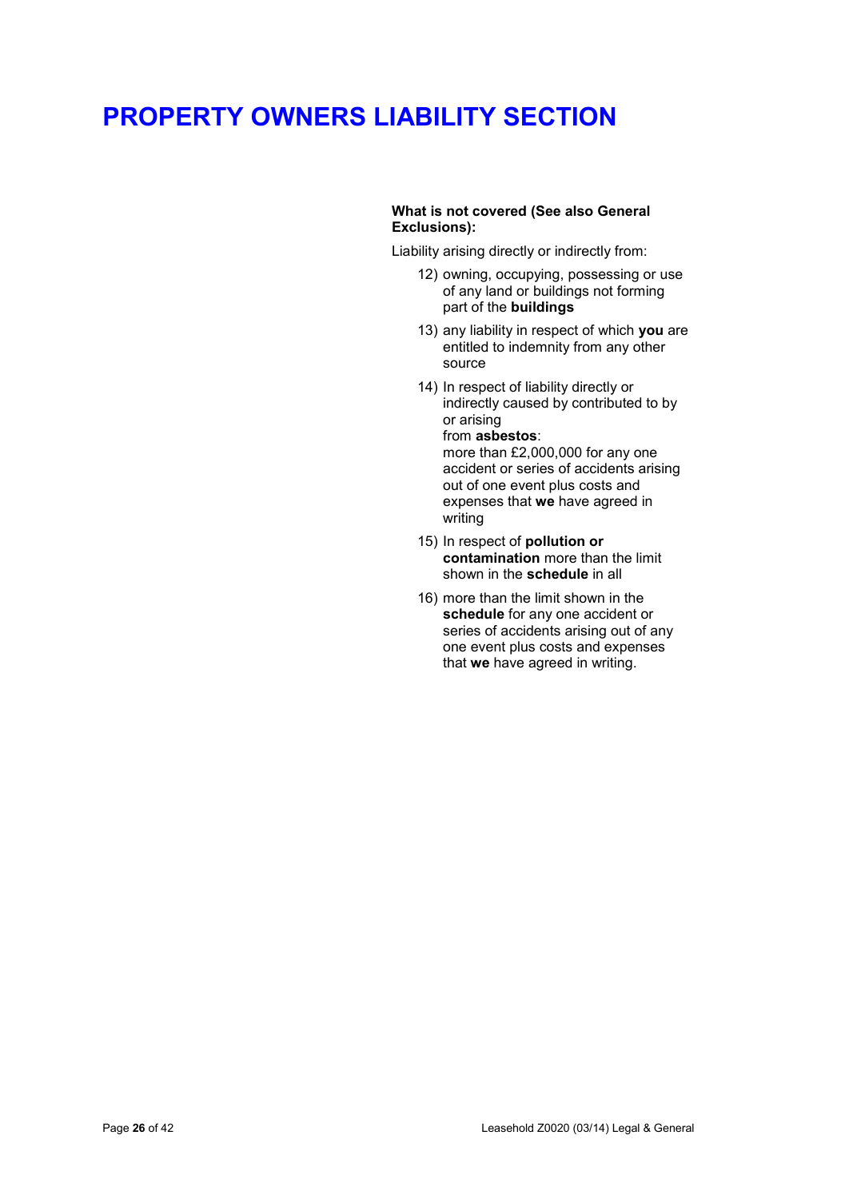# PROPERTY OWNERS LIABILITY SECTION

**What is not covered (See also General Exclusions):**

Liability arising directly or indirectly from:

12) owning, occupying, possessing or use of any land or buildings not forming part of the **buildings**

13) any liability in respect of which **you** are entitled to indemnity from any other source

14) In respect of liability directly or indirectly caused by contributed to by or arising from **asbestos**:
more than £2,000,000 for any one accident or series of accidents arising out of one event plus costs and expenses that **we** have agreed in writing

15) In respect of **pollution or contamination** more than the limit shown in the **schedule** in all

16) more than the limit shown in the **schedule** for any one accident or series of accidents arising out of any one event plus costs and expenses that **we** have agreed in writing.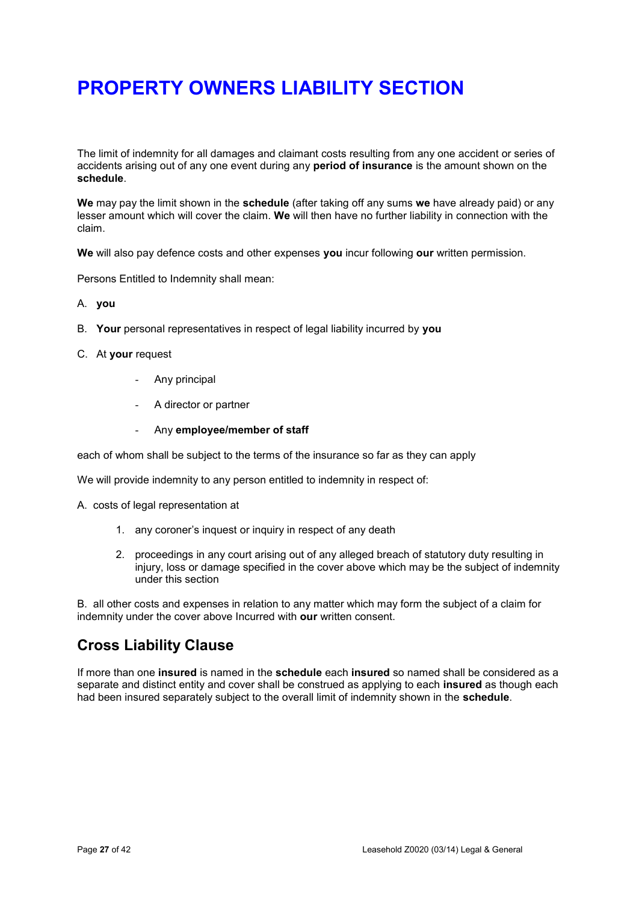# PROPERTY OWNERS LIABILITY SECTION

The limit of indemnity for all damages and claimant costs resulting from any one accident or series of accidents arising out of any one event during any **period of insurance** is the amount shown on the **schedule**.

**We** may pay the limit shown in the **schedule** (after taking off any sums **we** have already paid) or any lesser amount which will cover the claim. **We** will then have no further liability in connection with the claim.

**We** will also pay defence costs and other expenses **you** incur following **our** written permission.

Persons Entitled to Indemnity shall mean:

A. **you**

B. **Your** personal representatives in respect of legal liability incurred by **you**

C. At **your** request

- Any principal
- A director or partner
- Any **employee/member of staff**

each of whom shall be subject to the terms of the insurance so far as they can apply

We will provide indemnity to any person entitled to indemnity in respect of:

A. costs of legal representation at

1. any coroner's inquest or inquiry in respect of any death
2. proceedings in any court arising out of any alleged breach of statutory duty resulting in injury, loss or damage specified in the cover above which may be the subject of indemnity under this section

B. all other costs and expenses in relation to any matter which may form the subject of a claim for indemnity under the cover above Incurred with **our** written consent.

## Cross Liability Clause

If more than one **insured** is named in the **schedule** each **insured** so named shall be considered as a separate and distinct entity and cover shall be construed as applying to each **insured** as though each had been insured separately subject to the overall limit of indemnity shown in the **schedule**.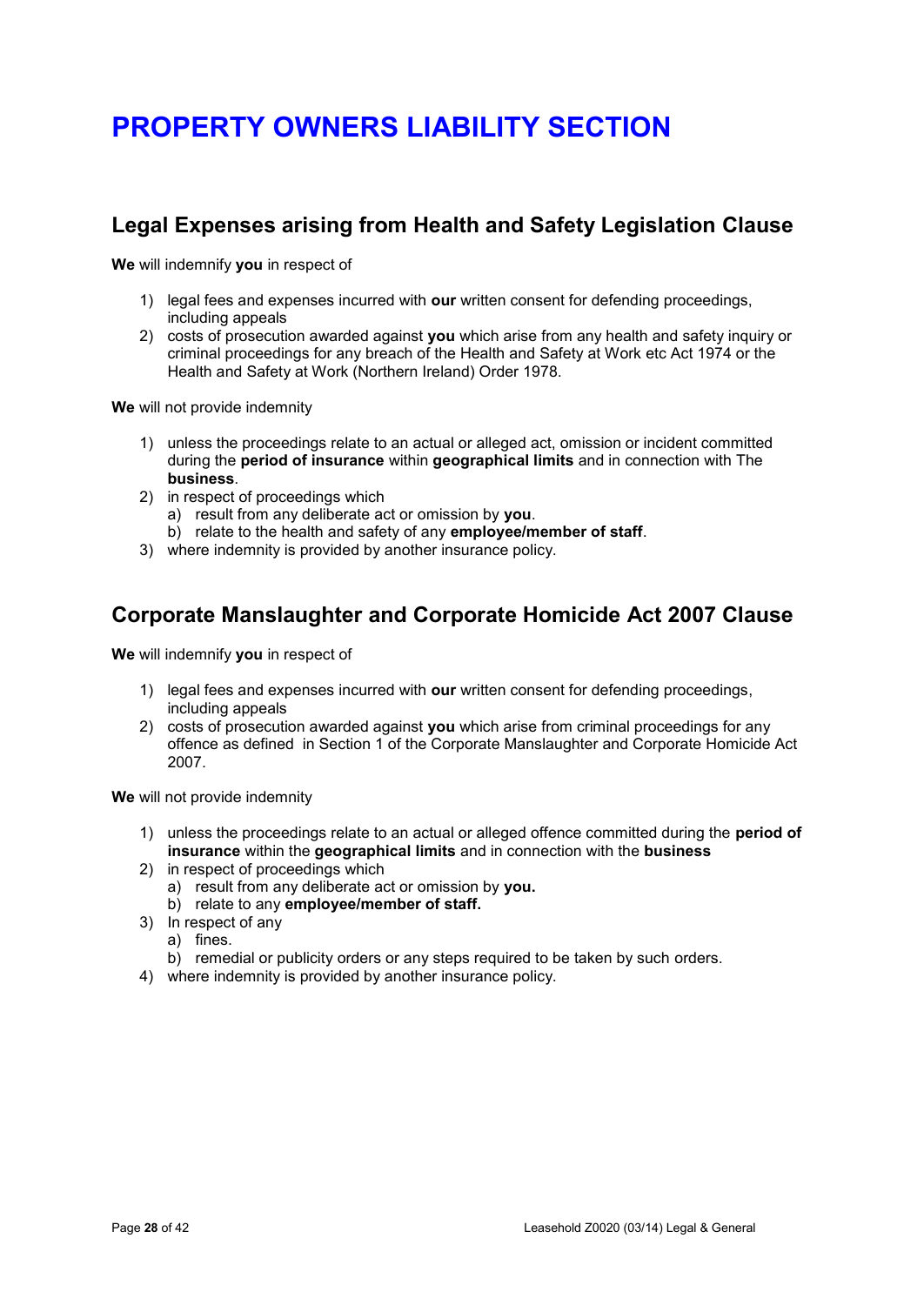# PROPERTY OWNERS LIABILITY SECTION

## Legal Expenses arising from Health and Safety Legislation Clause

**We** will indemnify **you** in respect of

1) legal fees and expenses incurred with **our** written consent for defending proceedings, including appeals
2) costs of prosecution awarded against **you** which arise from any health and safety inquiry or criminal proceedings for any breach of the Health and Safety at Work etc Act 1974 or the Health and Safety at Work (Northern Ireland) Order 1978.

**We** will not provide indemnity

1) unless the proceedings relate to an actual or alleged act, omission or incident committed during the **period of insurance** within **geographical limits** and in connection with The **business**.
2) in respect of proceedings which
   a) result from any deliberate act or omission by **you**.
   b) relate to the health and safety of any **employee/member of staff**.
3) where indemnity is provided by another insurance policy.

## Corporate Manslaughter and Corporate Homicide Act 2007 Clause

**We** will indemnify **you** in respect of

1) legal fees and expenses incurred with **our** written consent for defending proceedings, including appeals
2) costs of prosecution awarded against **you** which arise from criminal proceedings for any offence as defined in Section 1 of the Corporate Manslaughter and Corporate Homicide Act 2007.

**We** will not provide indemnity

1) unless the proceedings relate to an actual or alleged offence committed during the **period of insurance** within the **geographical limits** and in connection with the **business**
2) in respect of proceedings which
   a) result from any deliberate act or omission by **you.**
   b) relate to any **employee/member of staff.**
3) In respect of any
   a) fines.
   b) remedial or publicity orders or any steps required to be taken by such orders.
4) where indemnity is provided by another insurance policy.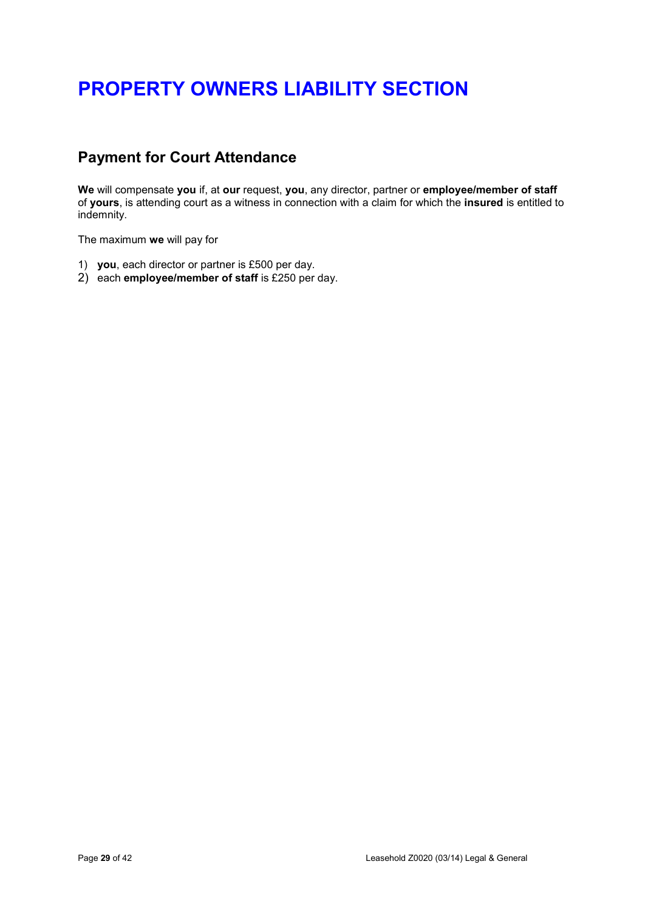# PROPERTY OWNERS LIABILITY SECTION

## Payment for Court Attendance

**We** will compensate **you** if, at **our** request, **you**, any director, partner or **employee/member of staff** of **yours**, is attending court as a witness in connection with a claim for which the **insured** is entitled to indemnity.

The maximum **we** will pay for

1) **you**, each director or partner is £500 per day.
2) each **employee/member of staff** is £250 per day.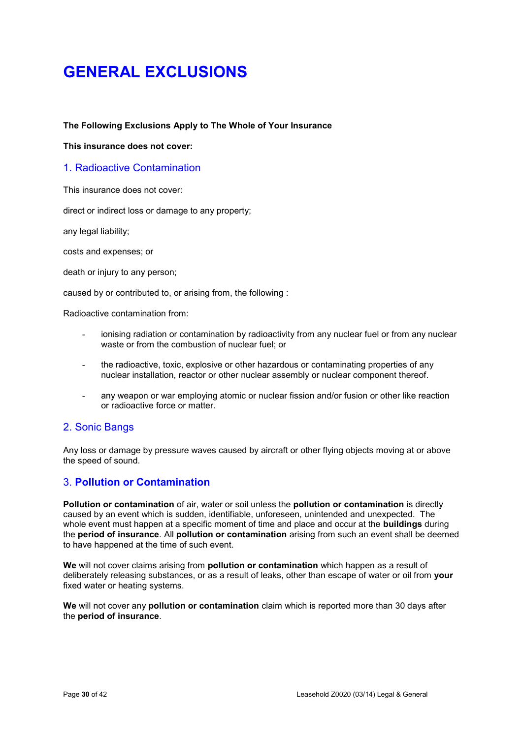# GENERAL EXCLUSIONS

**The Following Exclusions Apply to The Whole of Your Insurance**

**This insurance does not cover:**

## 1. Radioactive Contamination

This insurance does not cover:

direct or indirect loss or damage to any property;

any legal liability;

costs and expenses; or

death or injury to any person;

caused by or contributed to, or arising from, the following :

Radioactive contamination from:

- ionising radiation or contamination by radioactivity from any nuclear fuel or from any nuclear waste or from the combustion of nuclear fuel; or
- the radioactive, toxic, explosive or other hazardous or contaminating properties of any nuclear installation, reactor or other nuclear assembly or nuclear component thereof.
- any weapon or war employing atomic or nuclear fission and/or fusion or other like reaction or radioactive force or matter.

## 2. Sonic Bangs

Any loss or damage by pressure waves caused by aircraft or other flying objects moving at or above the speed of sound.

## 3. **Pollution or Contamination**

**Pollution or contamination** of air, water or soil unless the **pollution or contamination** is directly caused by an event which is sudden, identifiable, unforeseen, unintended and unexpected. The whole event must happen at a specific moment of time and place and occur at the **buildings** during the **period of insurance**. All **pollution or contamination** arising from such an event shall be deemed to have happened at the time of such event.

**We** will not cover claims arising from **pollution or contamination** which happen as a result of deliberately releasing substances, or as a result of leaks, other than escape of water or oil from **your** fixed water or heating systems.

**We** will not cover any **pollution or contamination** claim which is reported more than 30 days after the **period of insurance**.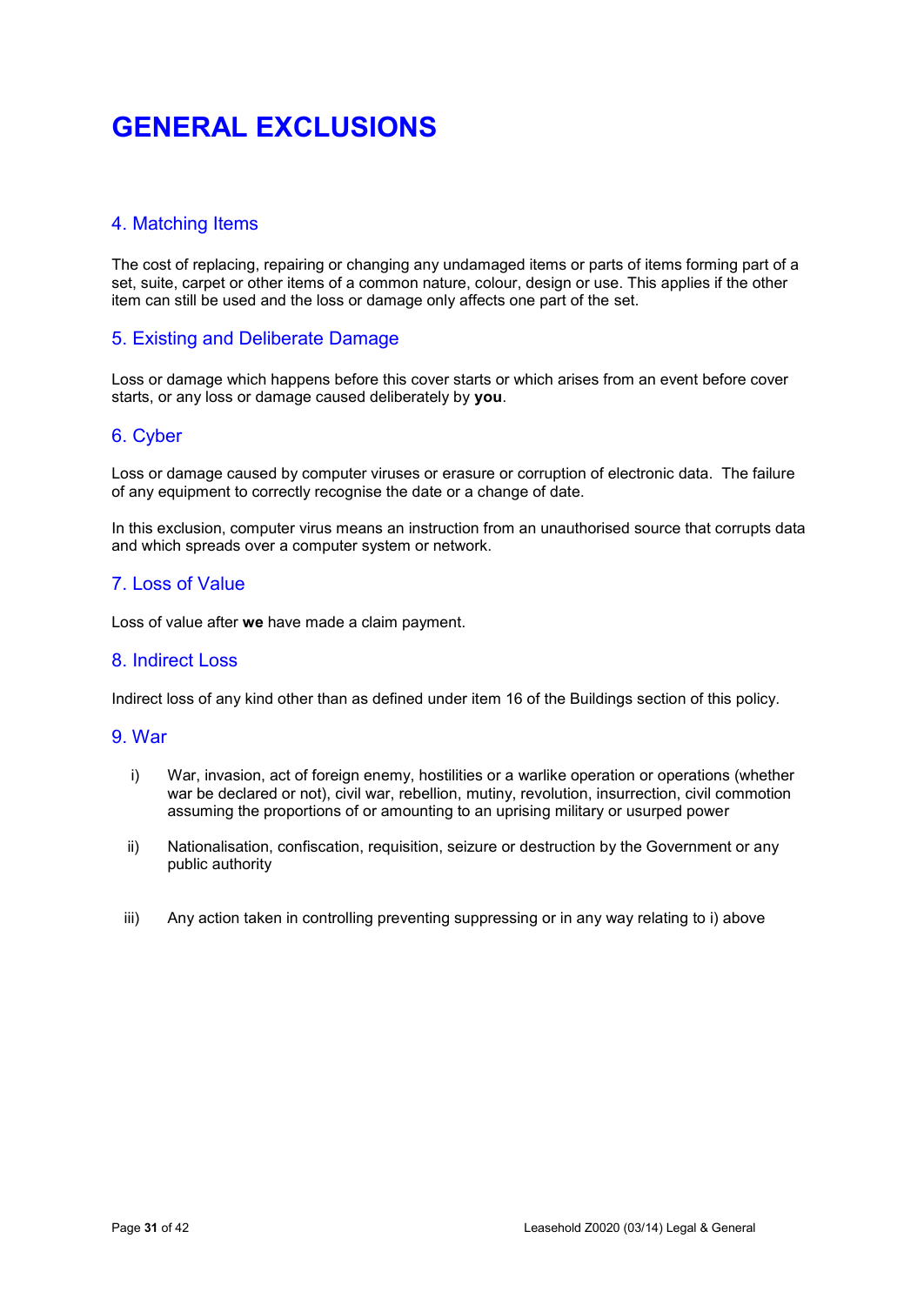# GENERAL EXCLUSIONS

## 4. Matching Items

The cost of replacing, repairing or changing any undamaged items or parts of items forming part of a set, suite, carpet or other items of a common nature, colour, design or use. This applies if the other item can still be used and the loss or damage only affects one part of the set.

## 5. Existing and Deliberate Damage

Loss or damage which happens before this cover starts or which arises from an event before cover starts, or any loss or damage caused deliberately by **you**.

## 6. Cyber

Loss or damage caused by computer viruses or erasure or corruption of electronic data. The failure of any equipment to correctly recognise the date or a change of date.

In this exclusion, computer virus means an instruction from an unauthorised source that corrupts data and which spreads over a computer system or network.

## 7. Loss of Value

Loss of value after **we** have made a claim payment.

## 8. Indirect Loss

Indirect loss of any kind other than as defined under item 16 of the Buildings section of this policy.

## 9. War

i) War, invasion, act of foreign enemy, hostilities or a warlike operation or operations (whether war be declared or not), civil war, rebellion, mutiny, revolution, insurrection, civil commotion assuming the proportions of or amounting to an uprising military or usurped power

ii) Nationalisation, confiscation, requisition, seizure or destruction by the Government or any public authority

iii) Any action taken in controlling preventing suppressing or in any way relating to i) above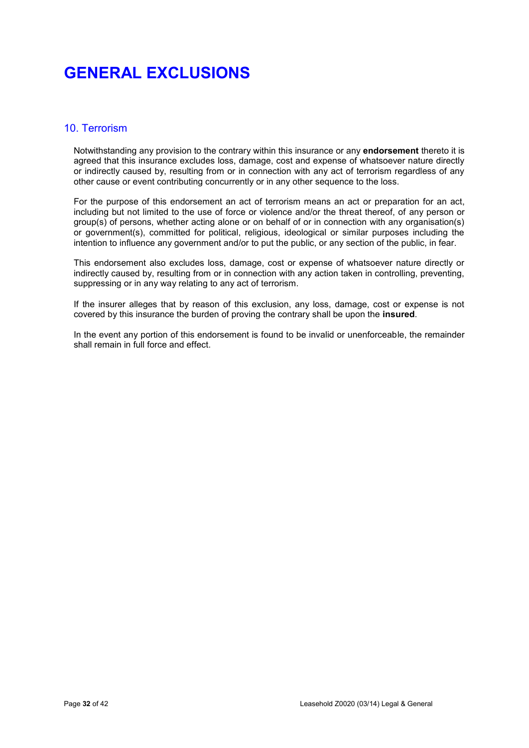# GENERAL EXCLUSIONS

## 10. Terrorism

Notwithstanding any provision to the contrary within this insurance or any **endorsement** thereto it is agreed that this insurance excludes loss, damage, cost and expense of whatsoever nature directly or indirectly caused by, resulting from or in connection with any act of terrorism regardless of any other cause or event contributing concurrently or in any other sequence to the loss.

For the purpose of this endorsement an act of terrorism means an act or preparation for an act, including but not limited to the use of force or violence and/or the threat thereof, of any person or group(s) of persons, whether acting alone or on behalf of or in connection with any organisation(s) or government(s), committed for political, religious, ideological or similar purposes including the intention to influence any government and/or to put the public, or any section of the public, in fear.

This endorsement also excludes loss, damage, cost or expense of whatsoever nature directly or indirectly caused by, resulting from or in connection with any action taken in controlling, preventing, suppressing or in any way relating to any act of terrorism.

If the insurer alleges that by reason of this exclusion, any loss, damage, cost or expense is not covered by this insurance the burden of proving the contrary shall be upon the **insured**.

In the event any portion of this endorsement is found to be invalid or unenforceable, the remainder shall remain in full force and effect.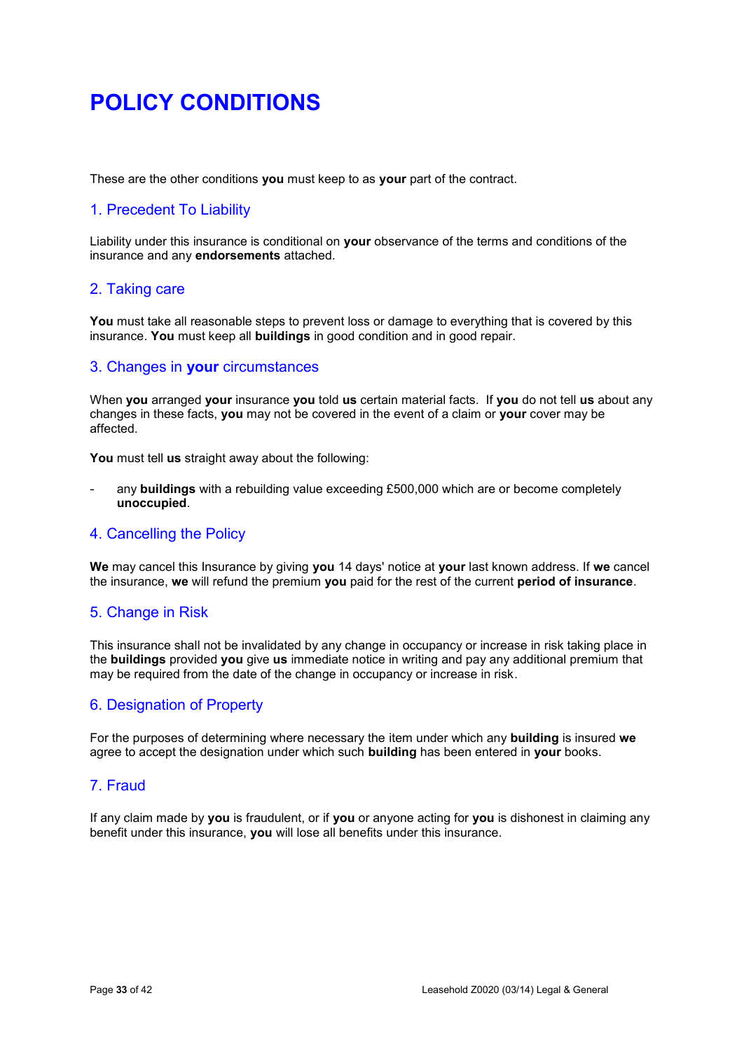# POLICY CONDITIONS

These are the other conditions **you** must keep to as **your** part of the contract.

## 1. Precedent To Liability

Liability under this insurance is conditional on **your** observance of the terms and conditions of the insurance and any **endorsements** attached.

## 2. Taking care

**You** must take all reasonable steps to prevent loss or damage to everything that is covered by this insurance. **You** must keep all **buildings** in good condition and in good repair.

## 3. Changes in **your** circumstances

When **you** arranged **your** insurance **you** told **us** certain material facts. If **you** do not tell **us** about any changes in these facts, **you** may not be covered in the event of a claim or **your** cover may be affected.

**You** must tell **us** straight away about the following:

- any **buildings** with a rebuilding value exceeding £500,000 which are or become completely **unoccupied**.

## 4. Cancelling the Policy

**We** may cancel this Insurance by giving **you** 14 days' notice at **your** last known address. If **we** cancel the insurance, **we** will refund the premium **you** paid for the rest of the current **period of insurance**.

## 5. Change in Risk

This insurance shall not be invalidated by any change in occupancy or increase in risk taking place in the **buildings** provided **you** give **us** immediate notice in writing and pay any additional premium that may be required from the date of the change in occupancy or increase in risk.

## 6. Designation of Property

For the purposes of determining where necessary the item under which any **building** is insured **we** agree to accept the designation under which such **building** has been entered in **your** books.

## 7. Fraud

If any claim made by **you** is fraudulent, or if **you** or anyone acting for **you** is dishonest in claiming any benefit under this insurance, **you** will lose all benefits under this insurance.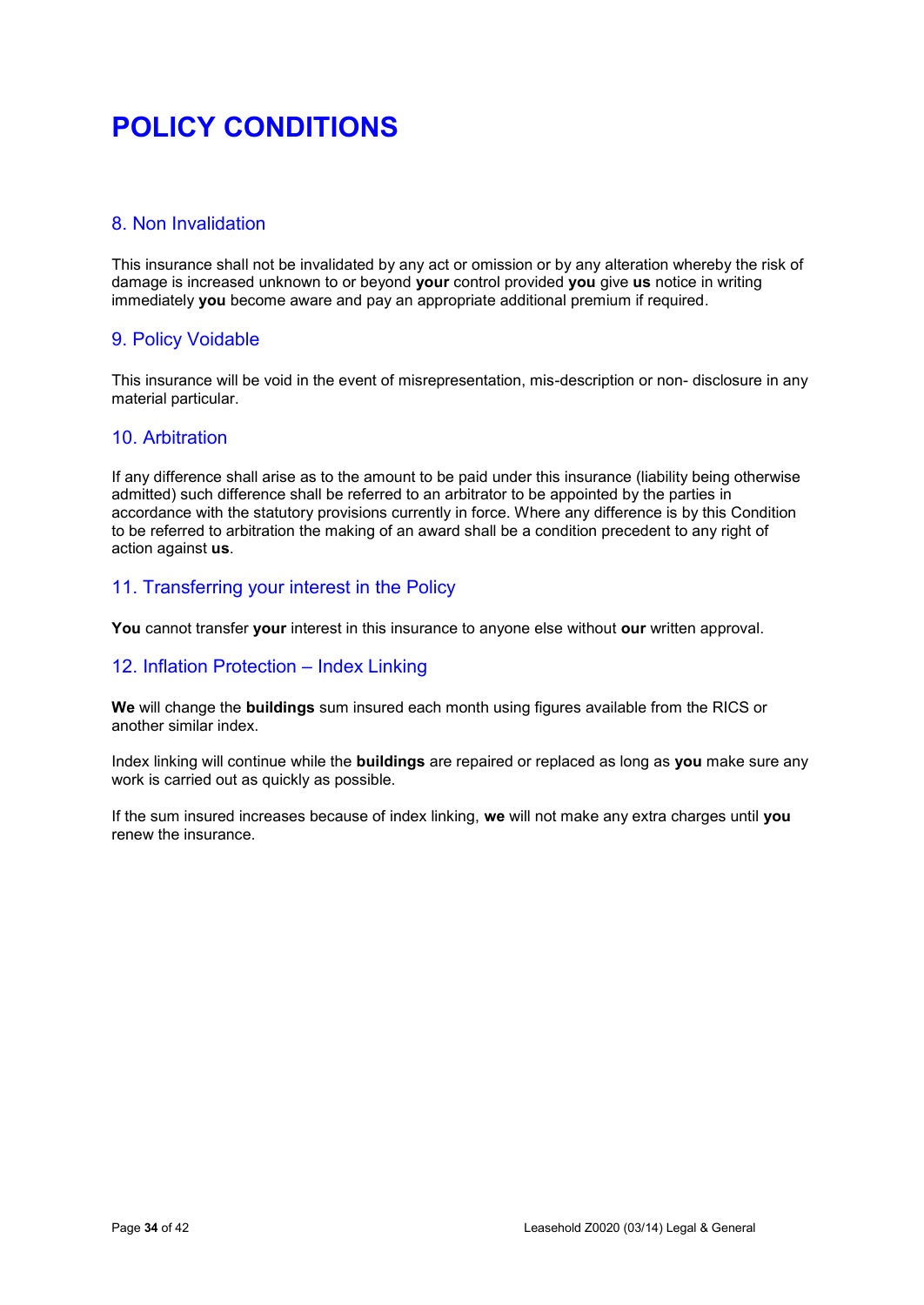# POLICY CONDITIONS

## 8. Non Invalidation

This insurance shall not be invalidated by any act or omission or by any alteration whereby the risk of damage is increased unknown to or beyond **your** control provided **you** give **us** notice in writing immediately **you** become aware and pay an appropriate additional premium if required.

## 9. Policy Voidable

This insurance will be void in the event of misrepresentation, mis-description or non- disclosure in any material particular.

## 10. Arbitration

If any difference shall arise as to the amount to be paid under this insurance (liability being otherwise admitted) such difference shall be referred to an arbitrator to be appointed by the parties in accordance with the statutory provisions currently in force. Where any difference is by this Condition to be referred to arbitration the making of an award shall be a condition precedent to any right of action against **us**.

## 11. Transferring your interest in the Policy

**You** cannot transfer **your** interest in this insurance to anyone else without **our** written approval.

## 12. Inflation Protection – Index Linking

**We** will change the **buildings** sum insured each month using figures available from the RICS or another similar index.

Index linking will continue while the **buildings** are repaired or replaced as long as **you** make sure any work is carried out as quickly as possible.

If the sum insured increases because of index linking, **we** will not make any extra charges until **you** renew the insurance.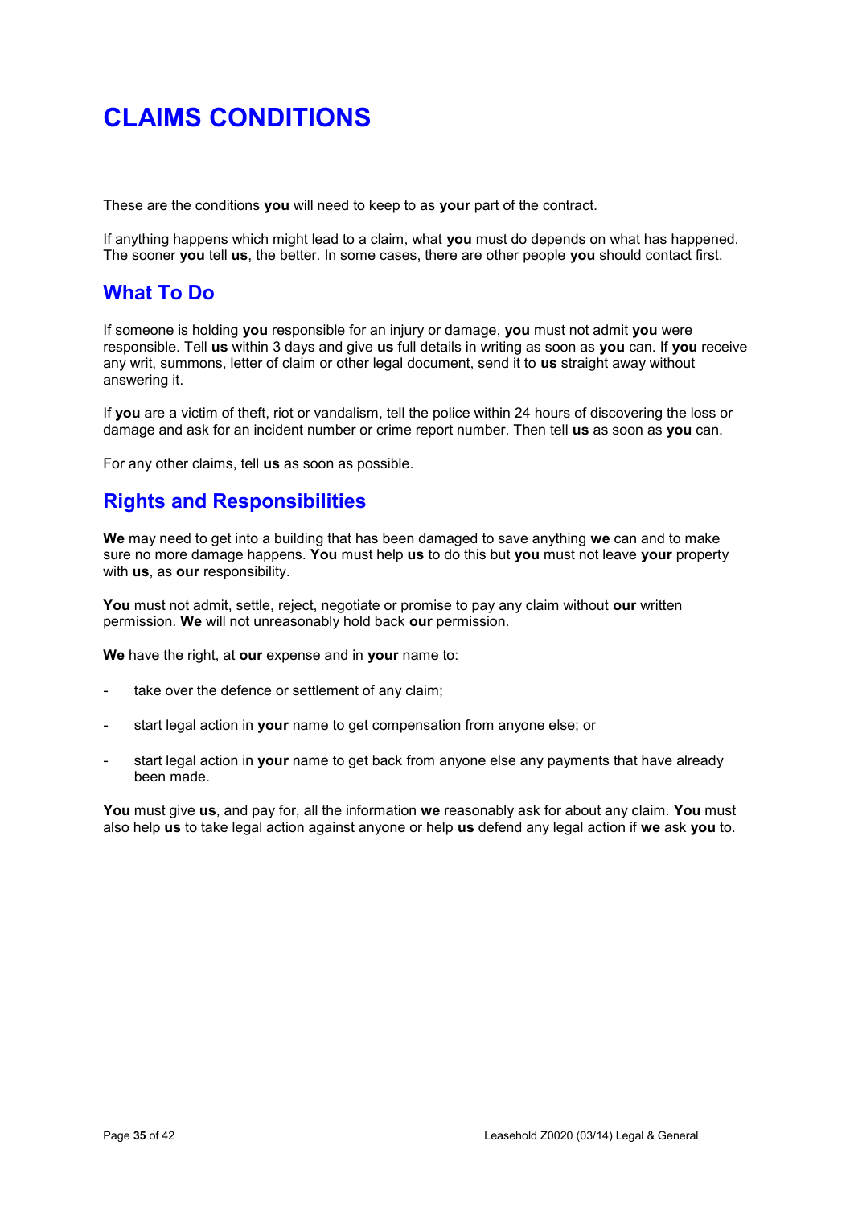# CLAIMS CONDITIONS

These are the conditions **you** will need to keep to as **your** part of the contract.

If anything happens which might lead to a claim, what **you** must do depends on what has happened. The sooner **you** tell **us**, the better. In some cases, there are other people **you** should contact first.

## What To Do

If someone is holding **you** responsible for an injury or damage, **you** must not admit **you** were responsible. Tell **us** within 3 days and give **us** full details in writing as soon as **you** can. If **you** receive any writ, summons, letter of claim or other legal document, send it to **us** straight away without answering it.

If **you** are a victim of theft, riot or vandalism, tell the police within 24 hours of discovering the loss or damage and ask for an incident number or crime report number. Then tell **us** as soon as **you** can.

For any other claims, tell **us** as soon as possible.

## Rights and Responsibilities

**We** may need to get into a building that has been damaged to save anything **we** can and to make sure no more damage happens. **You** must help **us** to do this but **you** must not leave **your** property with **us**, as **our** responsibility.

**You** must not admit, settle, reject, negotiate or promise to pay any claim without **our** written permission. **We** will not unreasonably hold back **our** permission.

**We** have the right, at **our** expense and in **your** name to:

- take over the defence or settlement of any claim;
- start legal action in **your** name to get compensation from anyone else; or
- start legal action in **your** name to get back from anyone else any payments that have already been made.

**You** must give **us**, and pay for, all the information **we** reasonably ask for about any claim. **You** must also help **us** to take legal action against anyone or help **us** defend any legal action if **we** ask **you** to.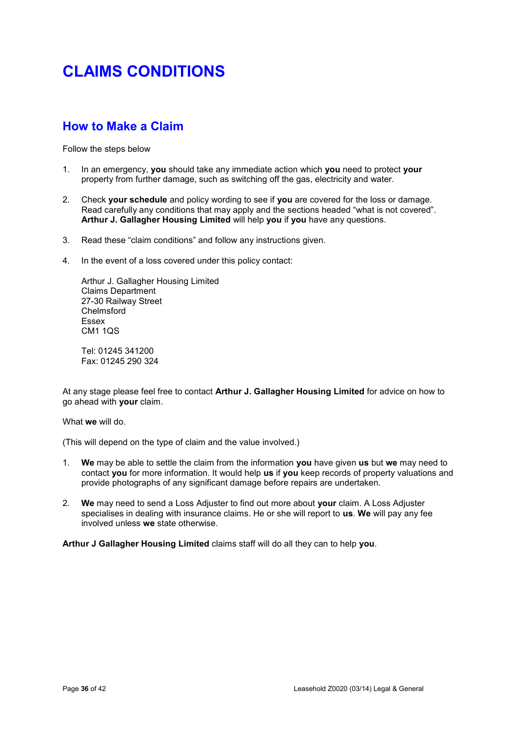# CLAIMS CONDITIONS

## How to Make a Claim

Follow the steps below

1. In an emergency, **you** should take any immediate action which **you** need to protect **your** property from further damage, such as switching off the gas, electricity and water.

2. Check **your schedule** and policy wording to see if **you** are covered for the loss or damage. Read carefully any conditions that may apply and the sections headed "what is not covered". **Arthur J. Gallagher Housing Limited** will help **you** if **you** have any questions.

3. Read these "claim conditions" and follow any instructions given.

4. In the event of a loss covered under this policy contact:

   Arthur J. Gallagher Housing Limited
   Claims Department
   27-30 Railway Street
   Chelmsford
   Essex
   CM1 1QS

   Tel: 01245 341200
   Fax: 01245 290 324

At any stage please feel free to contact **Arthur J. Gallagher Housing Limited** for advice on how to go ahead with **your** claim.

What **we** will do.

(This will depend on the type of claim and the value involved.)

1. **We** may be able to settle the claim from the information **you** have given **us** but **we** may need to contact **you** for more information. It would help **us** if **you** keep records of property valuations and provide photographs of any significant damage before repairs are undertaken.

2. **We** may need to send a Loss Adjuster to find out more about **your** claim. A Loss Adjuster specialises in dealing with insurance claims. He or she will report to **us**. **We** will pay any fee involved unless **we** state otherwise.

**Arthur J Gallagher Housing Limited** claims staff will do all they can to help **you**.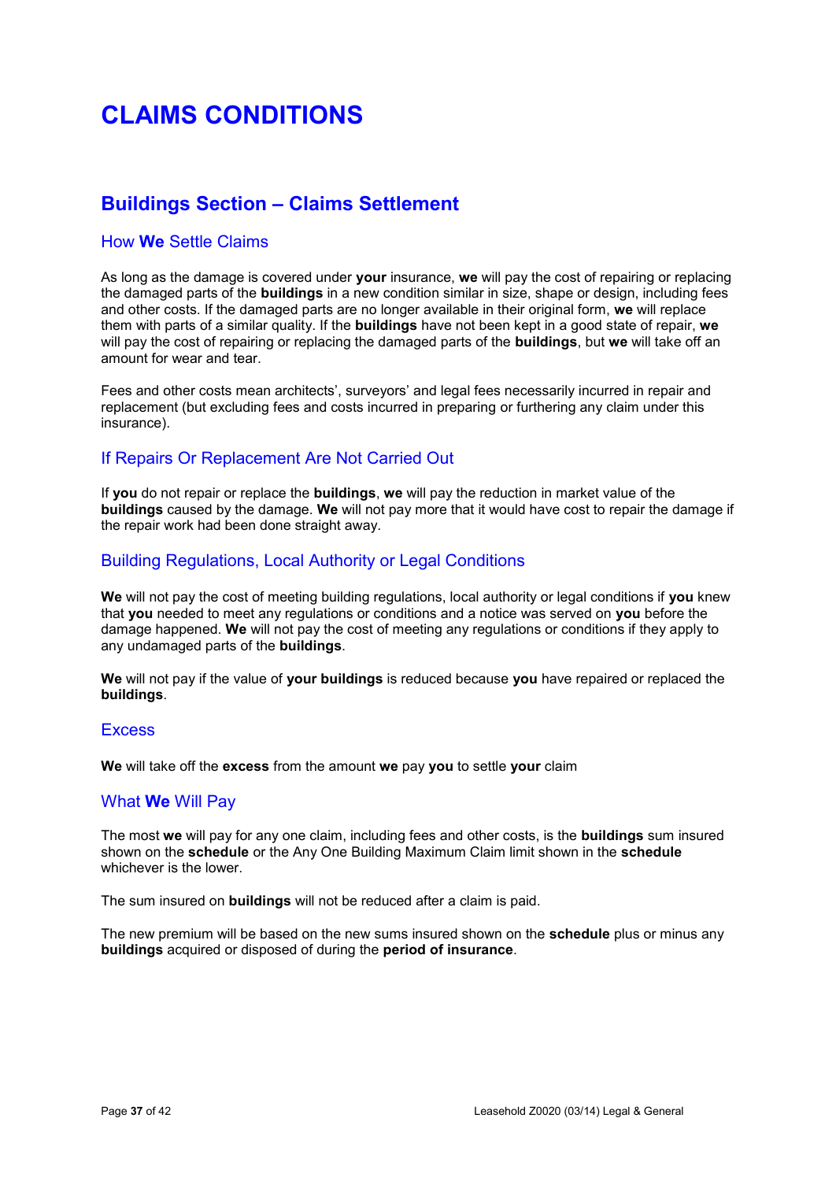# CLAIMS CONDITIONS

## Buildings Section – Claims Settlement

### How **We** Settle Claims

As long as the damage is covered under **your** insurance, **we** will pay the cost of repairing or replacing the damaged parts of the **buildings** in a new condition similar in size, shape or design, including fees and other costs. If the damaged parts are no longer available in their original form, **we** will replace them with parts of a similar quality. If the **buildings** have not been kept in a good state of repair, **we** will pay the cost of repairing or replacing the damaged parts of the **buildings**, but **we** will take off an amount for wear and tear.

Fees and other costs mean architects', surveyors' and legal fees necessarily incurred in repair and replacement (but excluding fees and costs incurred in preparing or furthering any claim under this insurance).

### If Repairs Or Replacement Are Not Carried Out

If **you** do not repair or replace the **buildings**, **we** will pay the reduction in market value of the **buildings** caused by the damage. **We** will not pay more that it would have cost to repair the damage if the repair work had been done straight away.

### Building Regulations, Local Authority or Legal Conditions

**We** will not pay the cost of meeting building regulations, local authority or legal conditions if **you** knew that **you** needed to meet any regulations or conditions and a notice was served on **you** before the damage happened. **We** will not pay the cost of meeting any regulations or conditions if they apply to any undamaged parts of the **buildings**.

**We** will not pay if the value of **your buildings** is reduced because **you** have repaired or replaced the **buildings**.

### Excess

**We** will take off the **excess** from the amount **we** pay **you** to settle **your** claim

### What **We** Will Pay

The most **we** will pay for any one claim, including fees and other costs, is the **buildings** sum insured shown on the **schedule** or the Any One Building Maximum Claim limit shown in the **schedule** whichever is the lower.

The sum insured on **buildings** will not be reduced after a claim is paid.

The new premium will be based on the new sums insured shown on the **schedule** plus or minus any **buildings** acquired or disposed of during the **period of insurance**.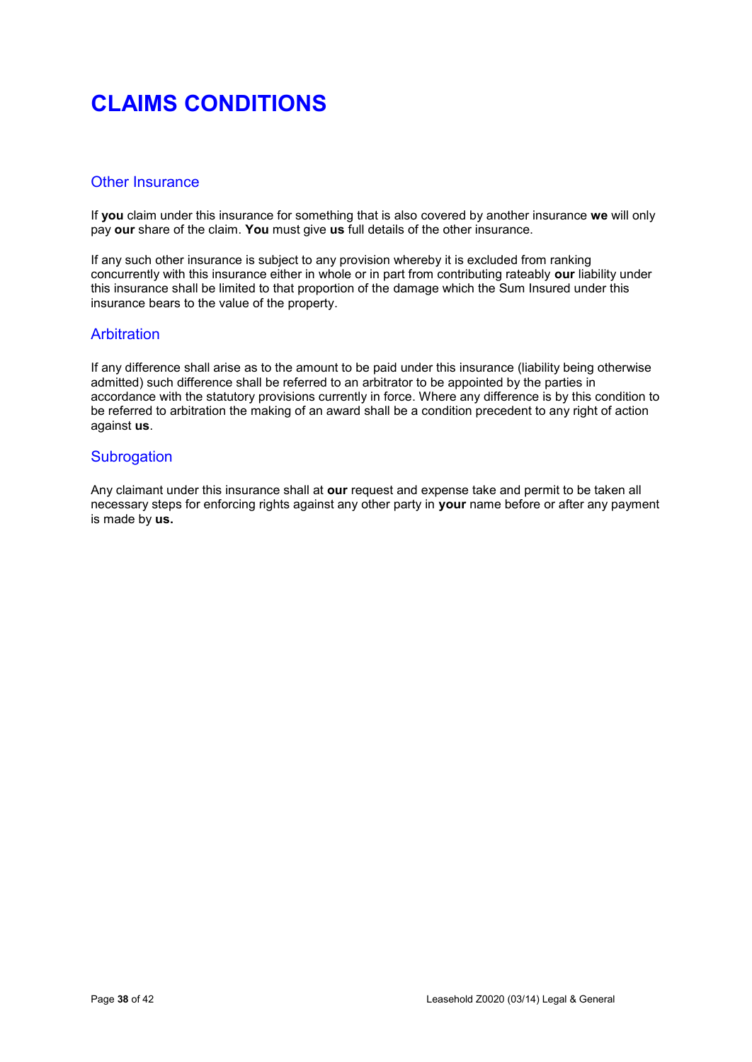# CLAIMS CONDITIONS

## Other Insurance

If **you** claim under this insurance for something that is also covered by another insurance **we** will only pay **our** share of the claim. **You** must give **us** full details of the other insurance.

If any such other insurance is subject to any provision whereby it is excluded from ranking concurrently with this insurance either in whole or in part from contributing rateably **our** liability under this insurance shall be limited to that proportion of the damage which the Sum Insured under this insurance bears to the value of the property.

## Arbitration

If any difference shall arise as to the amount to be paid under this insurance (liability being otherwise admitted) such difference shall be referred to an arbitrator to be appointed by the parties in accordance with the statutory provisions currently in force. Where any difference is by this condition to be referred to arbitration the making of an award shall be a condition precedent to any right of action against **us**.

## Subrogation

Any claimant under this insurance shall at **our** request and expense take and permit to be taken all necessary steps for enforcing rights against any other party in **your** name before or after any payment is made by **us.**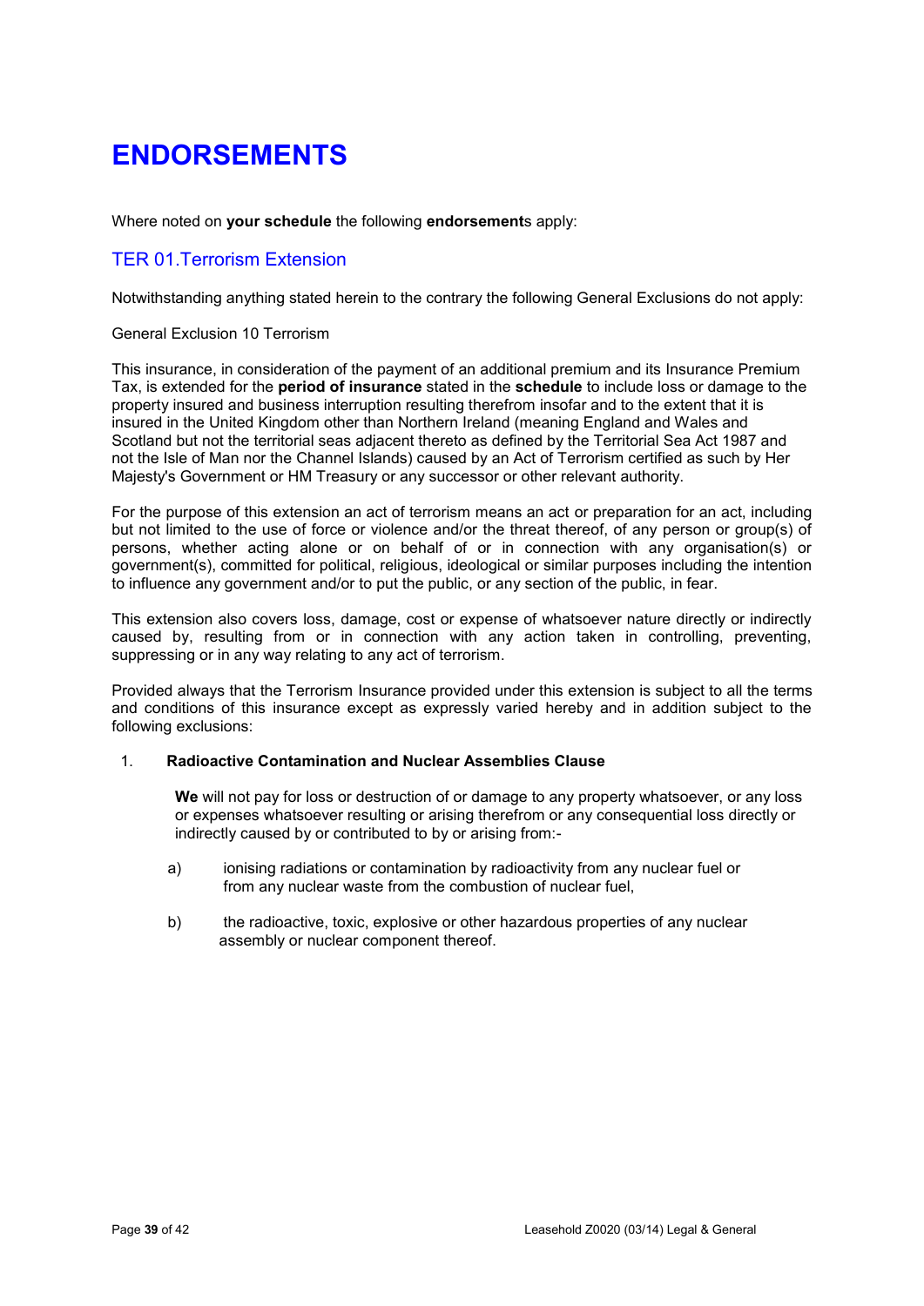# ENDORSEMENTS

Where noted on **your schedule** the following **endorsement**s apply:

## TER 01.Terrorism Extension

Notwithstanding anything stated herein to the contrary the following General Exclusions do not apply:

General Exclusion 10 Terrorism

This insurance, in consideration of the payment of an additional premium and its Insurance Premium Tax, is extended for the **period of insurance** stated in the **schedule** to include loss or damage to the property insured and business interruption resulting therefrom insofar and to the extent that it is insured in the United Kingdom other than Northern Ireland (meaning England and Wales and Scotland but not the territorial seas adjacent thereto as defined by the Territorial Sea Act 1987 and not the Isle of Man nor the Channel Islands) caused by an Act of Terrorism certified as such by Her Majesty's Government or HM Treasury or any successor or other relevant authority.

For the purpose of this extension an act of terrorism means an act or preparation for an act, including but not limited to the use of force or violence and/or the threat thereof, of any person or group(s) of persons, whether acting alone or on behalf of or in connection with any organisation(s) or government(s), committed for political, religious, ideological or similar purposes including the intention to influence any government and/or to put the public, or any section of the public, in fear.

This extension also covers loss, damage, cost or expense of whatsoever nature directly or indirectly caused by, resulting from or in connection with any action taken in controlling, preventing, suppressing or in any way relating to any act of terrorism.

Provided always that the Terrorism Insurance provided under this extension is subject to all the terms and conditions of this insurance except as expressly varied hereby and in addition subject to the following exclusions:

1. **Radioactive Contamination and Nuclear Assemblies Clause**

   **We** will not pay for loss or destruction of or damage to any property whatsoever, or any loss or expenses whatsoever resulting or arising therefrom or any consequential loss directly or indirectly caused by or contributed to by or arising from:-

   a) ionising radiations or contamination by radioactivity from any nuclear fuel or from any nuclear waste from the combustion of nuclear fuel,

   b) the radioactive, toxic, explosive or other hazardous properties of any nuclear assembly or nuclear component thereof.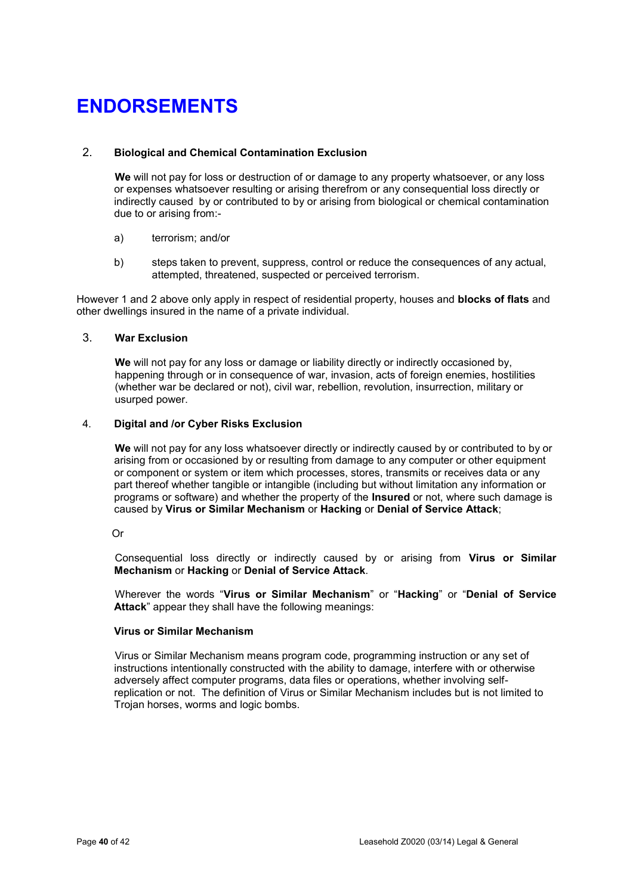# ENDORSEMENTS

2. **Biological and Chemical Contamination Exclusion**

   **We** will not pay for loss or destruction of or damage to any property whatsoever, or any loss or expenses whatsoever resulting or arising therefrom or any consequential loss directly or indirectly caused by or contributed to by or arising from biological or chemical contamination due to or arising from:-

   a) terrorism; and/or

   b) steps taken to prevent, suppress, control or reduce the consequences of any actual, attempted, threatened, suspected or perceived terrorism.

However 1 and 2 above only apply in respect of residential property, houses and **blocks of flats** and other dwellings insured in the name of a private individual.

3. **War Exclusion**

   **We** will not pay for any loss or damage or liability directly or indirectly occasioned by, happening through or in consequence of war, invasion, acts of foreign enemies, hostilities (whether war be declared or not), civil war, rebellion, revolution, insurrection, military or usurped power.

4. **Digital and /or Cyber Risks Exclusion**

   **We** will not pay for any loss whatsoever directly or indirectly caused by or contributed to by or arising from or occasioned by or resulting from damage to any computer or other equipment or component or system or item which processes, stores, transmits or receives data or any part thereof whether tangible or intangible (including but without limitation any information or programs or software) and whether the property of the **Insured** or not, where such damage is caused by **Virus or Similar Mechanism** or **Hacking** or **Denial of Service Attack**;

   Or

   Consequential loss directly or indirectly caused by or arising from **Virus or Similar Mechanism** or **Hacking** or **Denial of Service Attack**.

   Wherever the words "**Virus or Similar Mechanism**" or "**Hacking**" or "**Denial of Service Attack**" appear they shall have the following meanings:

   **Virus or Similar Mechanism**

   Virus or Similar Mechanism means program code, programming instruction or any set of instructions intentionally constructed with the ability to damage, interfere with or otherwise adversely affect computer programs, data files or operations, whether involving self-replication or not. The definition of Virus or Similar Mechanism includes but is not limited to Trojan horses, worms and logic bombs.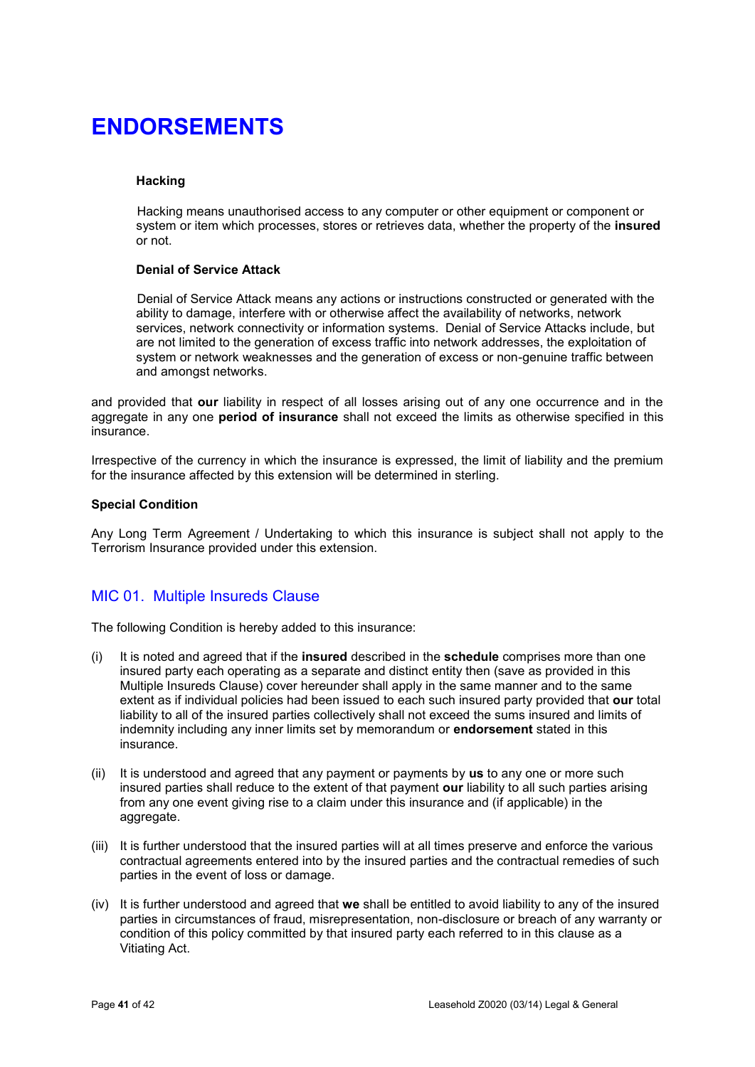# ENDORSEMENTS

**Hacking**

Hacking means unauthorised access to any computer or other equipment or component or system or item which processes, stores or retrieves data, whether the property of the **insured** or not.

**Denial of Service Attack**

Denial of Service Attack means any actions or instructions constructed or generated with the ability to damage, interfere with or otherwise affect the availability of networks, network services, network connectivity or information systems. Denial of Service Attacks include, but are not limited to the generation of excess traffic into network addresses, the exploitation of system or network weaknesses and the generation of excess or non-genuine traffic between and amongst networks.

and provided that **our** liability in respect of all losses arising out of any one occurrence and in the aggregate in any one **period of insurance** shall not exceed the limits as otherwise specified in this insurance.

Irrespective of the currency in which the insurance is expressed, the limit of liability and the premium for the insurance affected by this extension will be determined in sterling.

**Special Condition**

Any Long Term Agreement / Undertaking to which this insurance is subject shall not apply to the Terrorism Insurance provided under this extension.

## MIC 01. Multiple Insureds Clause

The following Condition is hereby added to this insurance:

(i) It is noted and agreed that if the **insured** described in the **schedule** comprises more than one insured party each operating as a separate and distinct entity then (save as provided in this Multiple Insureds Clause) cover hereunder shall apply in the same manner and to the same extent as if individual policies had been issued to each such insured party provided that **our** total liability to all of the insured parties collectively shall not exceed the sums insured and limits of indemnity including any inner limits set by memorandum or **endorsement** stated in this insurance.

(ii) It is understood and agreed that any payment or payments by **us** to any one or more such insured parties shall reduce to the extent of that payment **our** liability to all such parties arising from any one event giving rise to a claim under this insurance and (if applicable) in the aggregate.

(iii) It is further understood that the insured parties will at all times preserve and enforce the various contractual agreements entered into by the insured parties and the contractual remedies of such parties in the event of loss or damage.

(iv) It is further understood and agreed that **we** shall be entitled to avoid liability to any of the insured parties in circumstances of fraud, misrepresentation, non-disclosure or breach of any warranty or condition of this policy committed by that insured party each referred to in this clause as a Vitiating Act.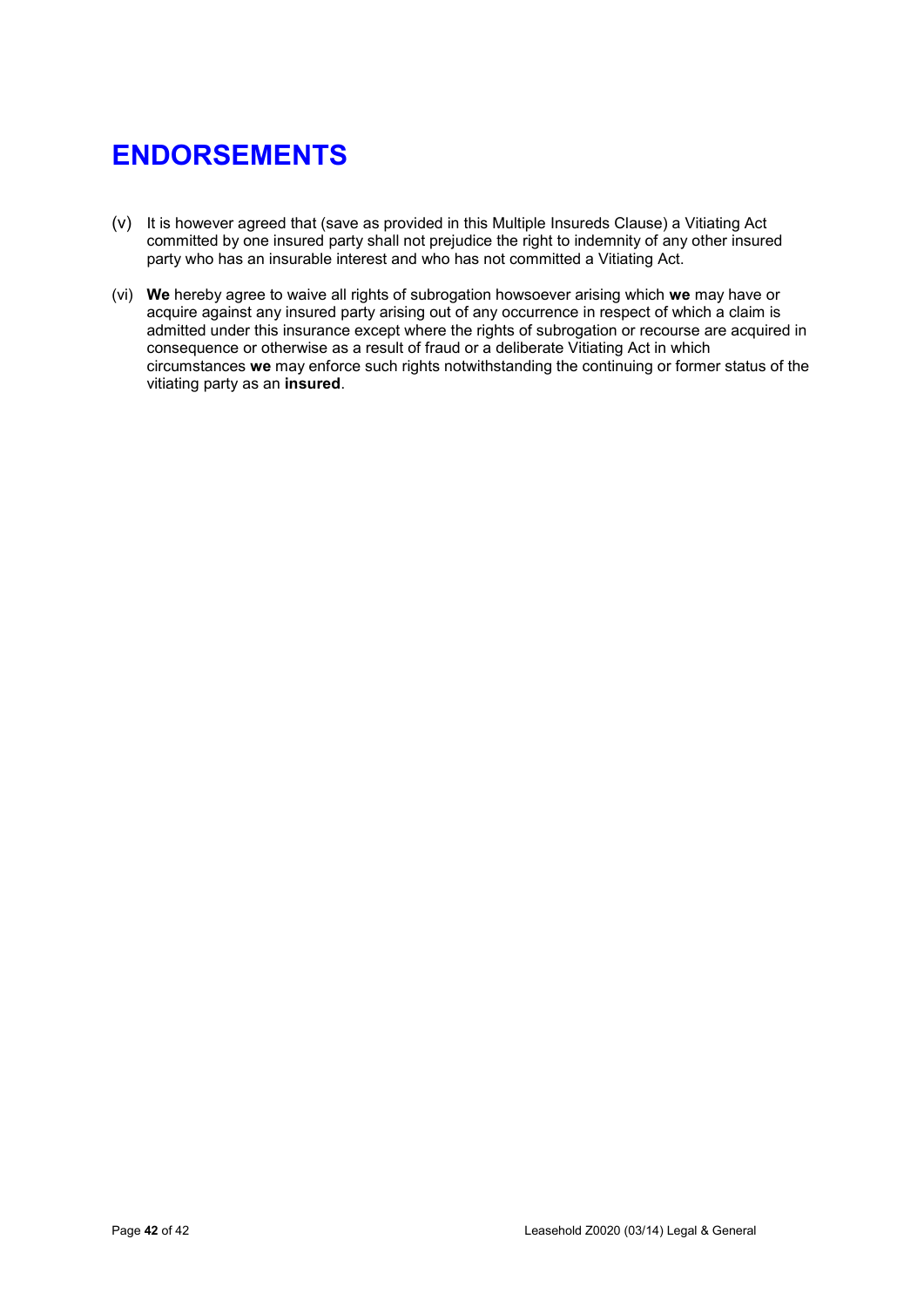# ENDORSEMENTS

(v) It is however agreed that (save as provided in this Multiple Insureds Clause) a Vitiating Act committed by one insured party shall not prejudice the right to indemnity of any other insured party who has an insurable interest and who has not committed a Vitiating Act.

(vi) **We** hereby agree to waive all rights of subrogation howsoever arising which **we** may have or acquire against any insured party arising out of any occurrence in respect of which a claim is admitted under this insurance except where the rights of subrogation or recourse are acquired in consequence or otherwise as a result of fraud or a deliberate Vitiating Act in which circumstances **we** may enforce such rights notwithstanding the continuing or former status of the vitiating party as an **insured**.